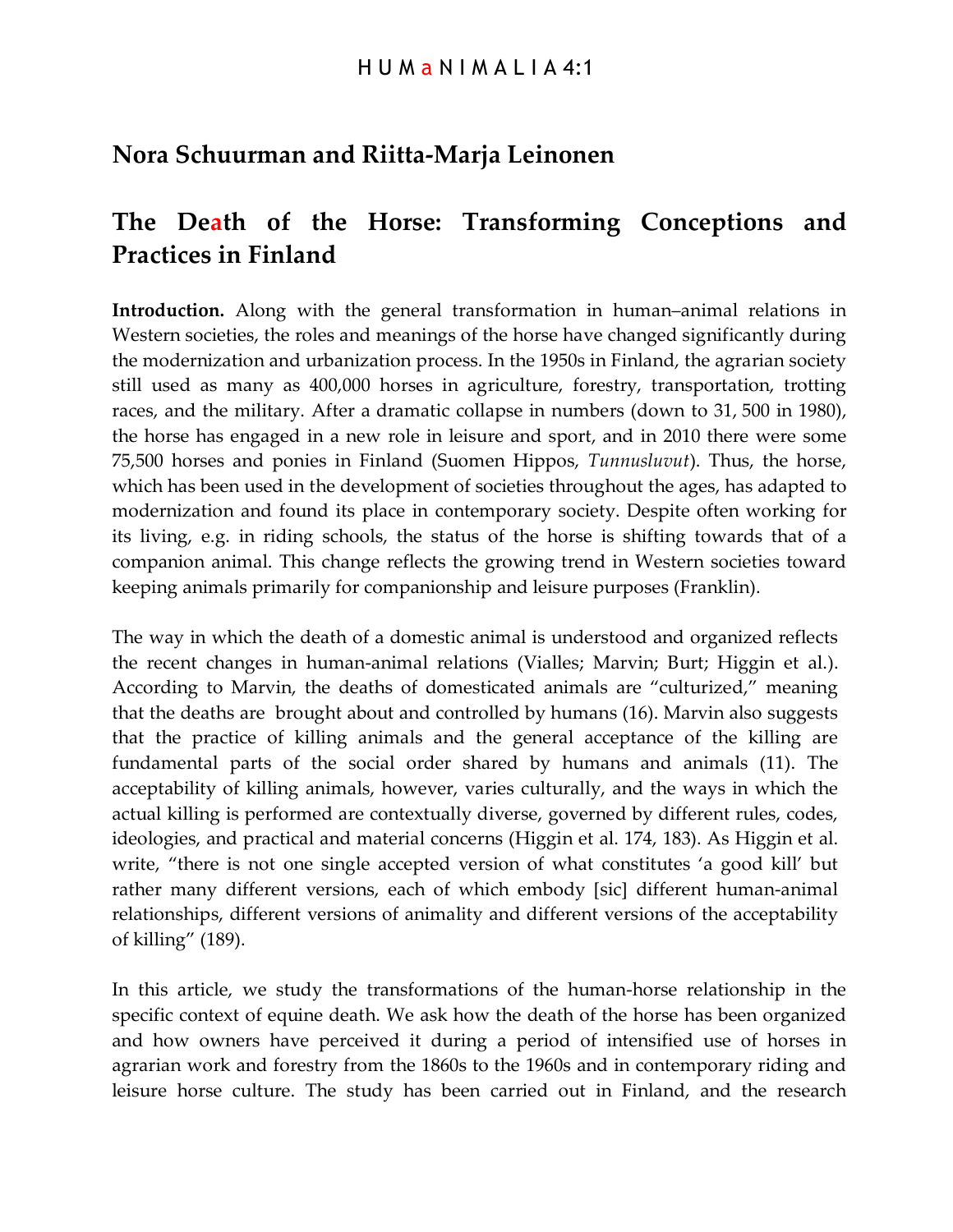## Nora Schuurman and Riitta-Marja Leinonen

# The Death of the Horse: Transforming Conceptions and Practices in Finland

**Introduction.** Along with the general transformation in human–animal relations in Western societies, the roles and meanings of the horse have changed significantly during the modernization and urbanization process. In the 1950s in Finland, the agrarian society still used as many as 400,000 horses in agriculture, forestry, transportation, trotting races, and the military. After a dramatic collapse in numbers (down to 31, 500 in 1980), the horse has engaged in a new role in leisure and sport, and in 2010 there were some 75,500 horses and ponies in Finland (Suomen Hippos, *Tunnusluvut*). Thus, the horse, which has been used in the development of societies throughout the ages, has adapted to modernization and found its place in contemporary society. Despite often working for its living, e.g. in riding schools, the status of the horse is shifting towards that of a companion animal. This change reflects the growing trend in Western societies toward keeping animals primarily for companionship and leisure purposes (Franklin).

The way in which the death of a domestic animal is understood and organized reflects the recent changes in human-animal relations (Vialles; Marvin; Burt; Higgin et al.). According to Marvin, the deaths of domesticated animals are "culturized," meaning that the deaths are brought about and controlled by humans (16). Marvin also suggests that the practice of killing animals and the general acceptance of the killing are fundamental parts of the social order shared by humans and animals (11). The acceptability of killing animals, however, varies culturally, and the ways in which the actual killing is performed are contextually diverse, governed by different rules, codes, ideologies, and practical and material concerns (Higgin et al. 174, 183). As Higgin et al. write, "there is not one single accepted version of what constitutes 'a good kill' but rather many different versions, each of which embody [sic] different human-animal relationships, different versions of animality and different versions of the acceptability of killing" (189).

In this article, we study the transformations of the human-horse relationship in the specific context of equine death. We ask how the death of the horse has been organized and how owners have perceived it during a period of intensified use of horses in agrarian work and forestry from the 1860s to the 1960s and in contemporary riding and leisure horse culture. The study has been carried out in Finland, and the research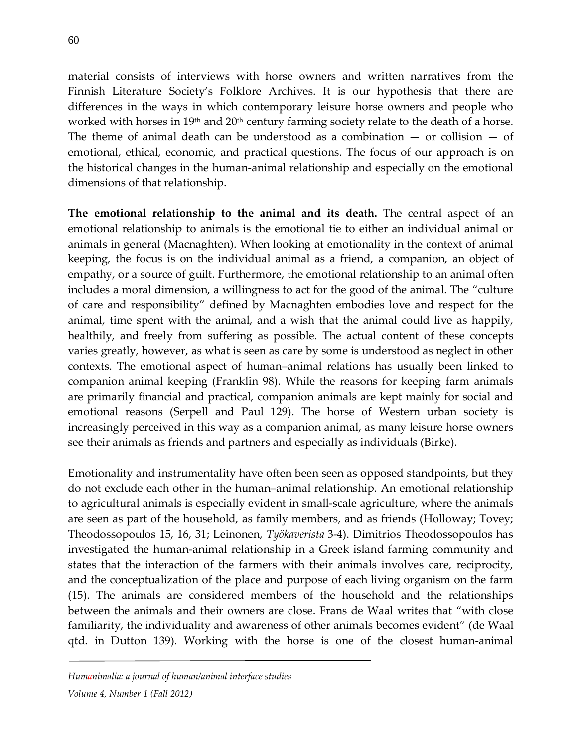material consists of interviews with horse owners and written narratives from the Finnish Literature Society's Folklore Archives. It is our hypothesis that there are differences in the ways in which contemporary leisure horse owners and people who worked with horses in 19th and 20th century farming society relate to the death of a horse. The theme of animal death can be understood as a combination — or collision — of emotional, ethical, economic, and practical questions. The focus of our approach is on the historical changes in the human-animal relationship and especially on the emotional dimensions of that relationship.

**The emotional relationship to the animal and its death.** The central aspect of an emotional relationship to animals is the emotional tie to either an individual animal or animals in general (Macnaghten). When looking at emotionality in the context of animal keeping, the focus is on the individual animal as a friend, a companion, an object of empathy, or a source of guilt. Furthermore, the emotional relationship to an animal often includes a moral dimension, a willingness to act for the good of the animal. The "culture of care and responsibility" defined by Macnaghten embodies love and respect for the animal, time spent with the animal, and a wish that the animal could live as happily, healthily, and freely from suffering as possible. The actual content of these concepts varies greatly, however, as what is seen as care by some is understood as neglect in other contexts. The emotional aspect of human–animal relations has usually been linked to companion animal keeping (Franklin 98). While the reasons for keeping farm animals are primarily financial and practical, companion animals are kept mainly for social and emotional reasons (Serpell and Paul 129). The horse of Western urban society is increasingly perceived in this way as a companion animal, as many leisure horse owners see their animals as friends and partners and especially as individuals (Birke).

Emotionality and instrumentality have often been seen as opposed standpoints, but they do not exclude each other in the human–animal relationship. An emotional relationship to agricultural animals is especially evident in small-scale agriculture, where the animals are seen as part of the household, as family members, and as friends (Holloway; Tovey; Theodossopoulos 15, 16, 31; Leinonen, *Työkaverista* 3-4). Dimitrios Theodossopoulos has investigated the human-animal relationship in a Greek island farming community and states that the interaction of the farmers with their animals involves care, reciprocity, and the conceptualization of the place and purpose of each living organism on the farm (15). The animals are considered members of the household and the relationships between the animals and their owners are close. Frans de Waal writes that "with close familiarity, the individuality and awareness of other animals becomes evident" (de Waal qtd. in Dutton 139). Working with the horse is one of the closest human-animal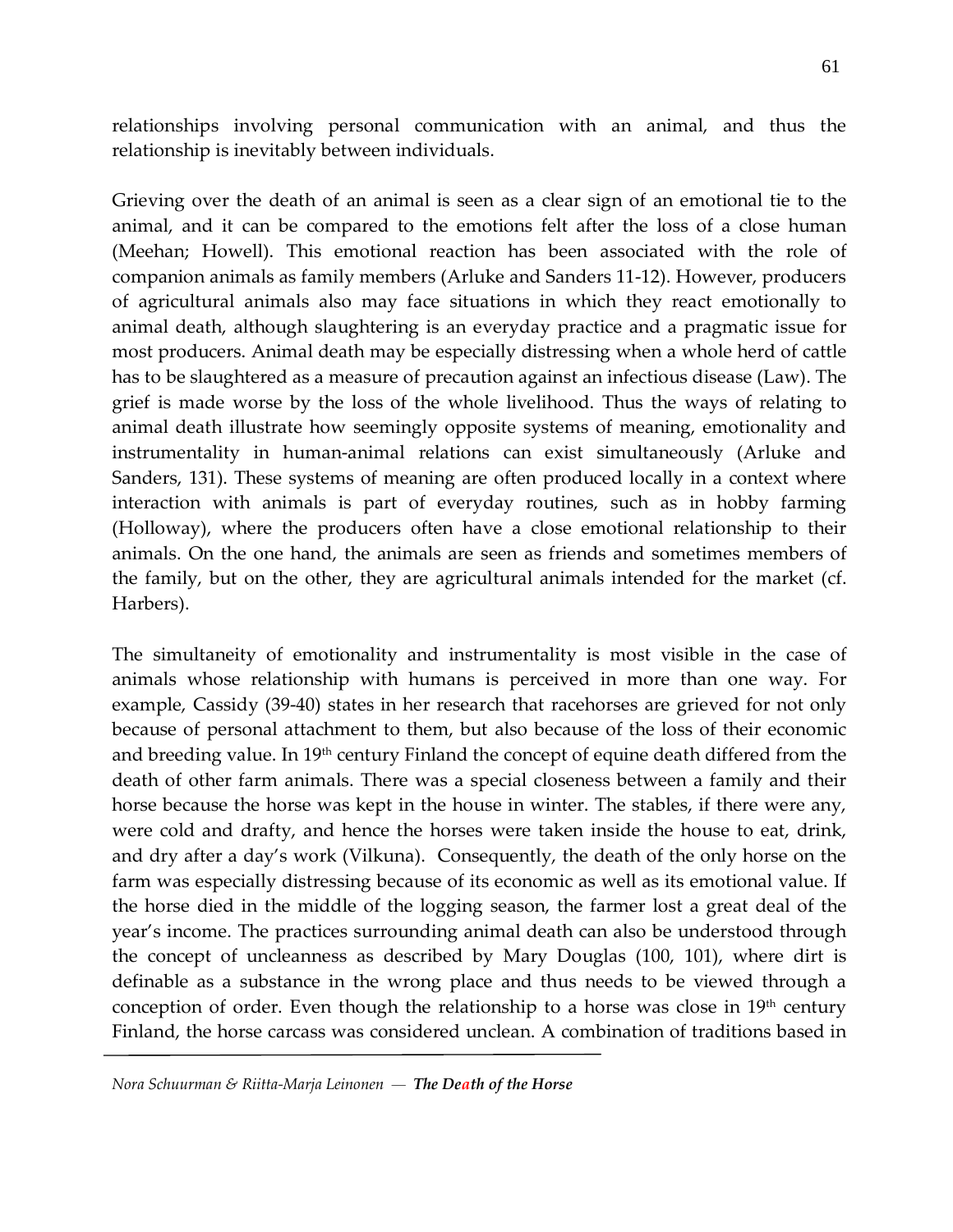relationships involving personal communication with an animal, and thus the relationship is inevitably between individuals.

Grieving over the death of an animal is seen as a clear sign of an emotional tie to the animal, and it can be compared to the emotions felt after the loss of a close human (Meehan; Howell). This emotional reaction has been associated with the role of companion animals as family members (Arluke and Sanders 11-12). However, producers of agricultural animals also may face situations in which they react emotionally to animal death, although slaughtering is an everyday practice and a pragmatic issue for most producers. Animal death may be especially distressing when a whole herd of cattle has to be slaughtered as a measure of precaution against an infectious disease (Law). The grief is made worse by the loss of the whole livelihood. Thus the ways of relating to animal death illustrate how seemingly opposite systems of meaning, emotionality and instrumentality in human-animal relations can exist simultaneously (Arluke and Sanders, 131). These systems of meaning are often produced locally in a context where interaction with animals is part of everyday routines, such as in hobby farming (Holloway), where the producers often have a close emotional relationship to their animals. On the one hand, the animals are seen as friends and sometimes members of the family, but on the other, they are agricultural animals intended for the market (cf. Harbers).

The simultaneity of emotionality and instrumentality is most visible in the case of animals whose relationship with humans is perceived in more than one way. For example, Cassidy (39-40) states in her research that racehorses are grieved for not only because of personal attachment to them, but also because of the loss of their economic and breeding value. In 19th century Finland the concept of equine death differed from the death of other farm animals. There was a special closeness between a family and their horse because the horse was kept in the house in winter. The stables, if there were any, were cold and drafty, and hence the horses were taken inside the house to eat, drink, and dry after a day's work (Vilkuna). Consequently, the death of the only horse on the farm was especially distressing because of its economic as well as its emotional value. If the horse died in the middle of the logging season, the farmer lost a great deal of the year's income. The practices surrounding animal death can also be understood through the concept of uncleanness as described by Mary Douglas (100, 101), where dirt is definable as a substance in the wrong place and thus needs to be viewed through a conception of order. Even though the relationship to a horse was close in 19th century Finland, the horse carcass was considered unclean. A combination of traditions based in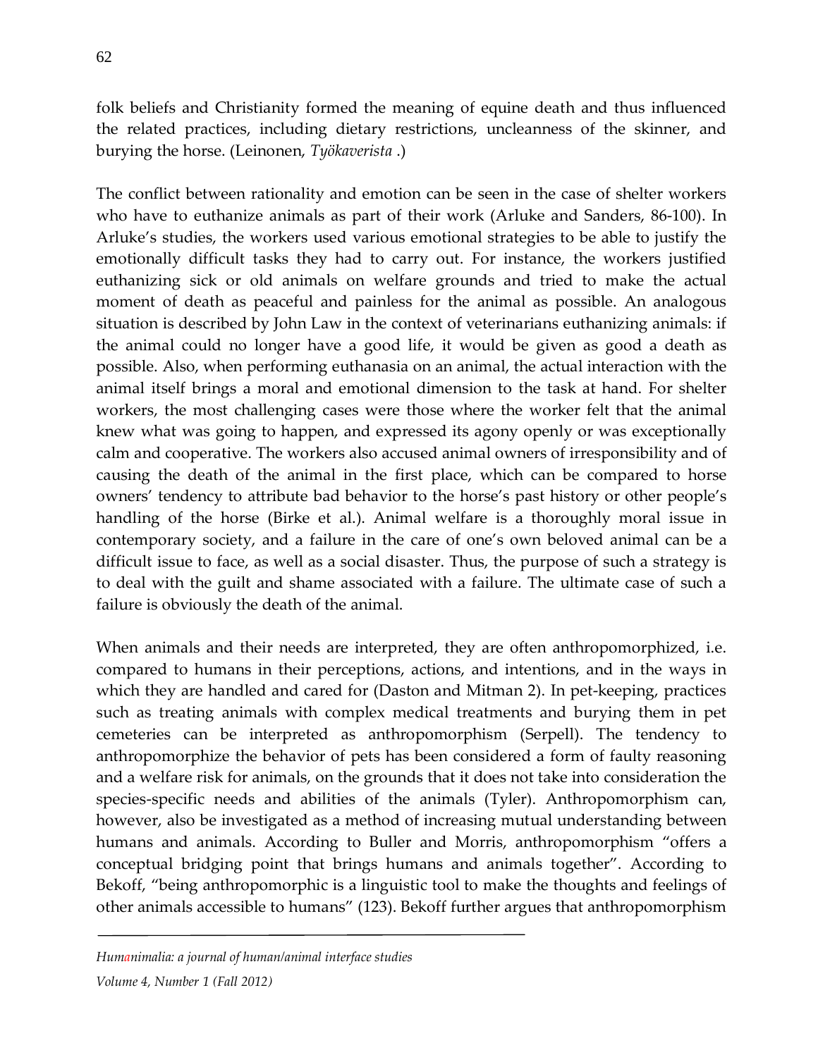folk beliefs and Christianity formed the meaning of equine death and thus influenced the related practices, including dietary restrictions, uncleanness of the skinner, and burying the horse. (Leinonen, *Työkaverista* .)

The conflict between rationality and emotion can be seen in the case of shelter workers who have to euthanize animals as part of their work (Arluke and Sanders, 86-100). In Arluke's studies, the workers used various emotional strategies to be able to justify the emotionally difficult tasks they had to carry out. For instance, the workers justified euthanizing sick or old animals on welfare grounds and tried to make the actual moment of death as peaceful and painless for the animal as possible. An analogous situation is described by John Law in the context of veterinarians euthanizing animals: if the animal could no longer have a good life, it would be given as good a death as possible. Also, when performing euthanasia on an animal, the actual interaction with the animal itself brings a moral and emotional dimension to the task at hand. For shelter workers, the most challenging cases were those where the worker felt that the animal knew what was going to happen, and expressed its agony openly or was exceptionally calm and cooperative. The workers also accused animal owners of irresponsibility and of causing the death of the animal in the first place, which can be compared to horse owners' tendency to attribute bad behavior to the horse's past history or other people's handling of the horse (Birke et al.). Animal welfare is a thoroughly moral issue in contemporary society, and a failure in the care of one's own beloved animal can be a difficult issue to face, as well as a social disaster. Thus, the purpose of such a strategy is to deal with the guilt and shame associated with a failure. The ultimate case of such a failure is obviously the death of the animal.

When animals and their needs are interpreted, they are often anthropomorphized, i.e. compared to humans in their perceptions, actions, and intentions, and in the ways in which they are handled and cared for (Daston and Mitman 2). In pet-keeping, practices such as treating animals with complex medical treatments and burying them in pet cemeteries can be interpreted as anthropomorphism (Serpell). The tendency to anthropomorphize the behavior of pets has been considered a form of faulty reasoning and a welfare risk for animals, on the grounds that it does not take into consideration the species-specific needs and abilities of the animals (Tyler). Anthropomorphism can, however, also be investigated as a method of increasing mutual understanding between humans and animals. According to Buller and Morris, anthropomorphism "offers a conceptual bridging point that brings humans and animals together". According to Bekoff, "being anthropomorphic is a linguistic tool to make the thoughts and feelings of other animals accessible to humans" (123). Bekoff further argues that anthropomorphism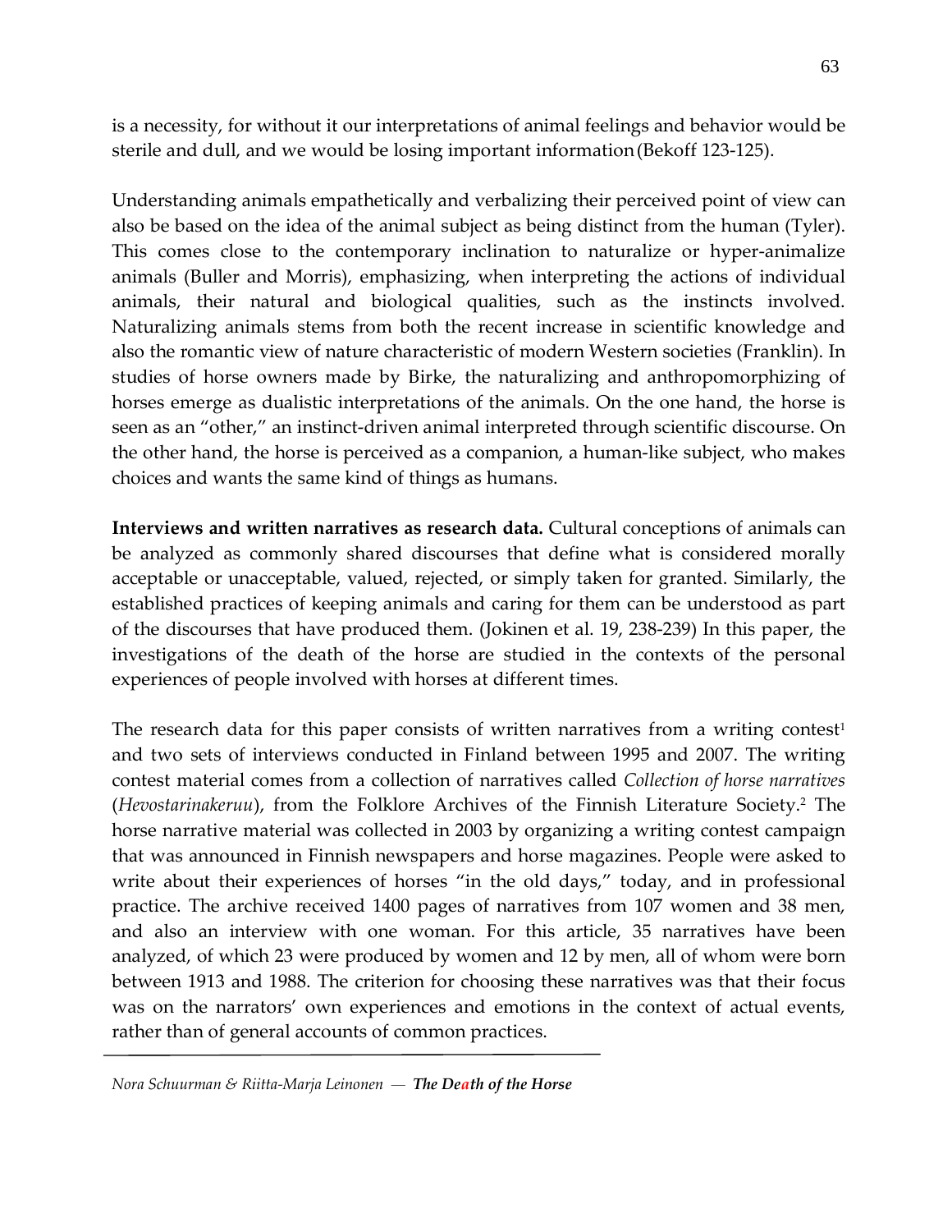is a necessity, for without it our interpretations of animal feelings and behavior would be sterile and dull, and we would be losing important information (Bekoff 123-125).

Understanding animals empathetically and verbalizing their perceived point of view can also be based on the idea of the animal subject as being distinct from the human (Tyler). This comes close to the contemporary inclination to naturalize or hyper-animalize animals (Buller and Morris), emphasizing, when interpreting the actions of individual animals, their natural and biological qualities, such as the instincts involved. Naturalizing animals stems from both the recent increase in scientific knowledge and also the romantic view of nature characteristic of modern Western societies (Franklin). In studies of horse owners made by Birke, the naturalizing and anthropomorphizing of horses emerge as dualistic interpretations of the animals. On the one hand, the horse is seen as an "other," an instinct-driven animal interpreted through scientific discourse. On the other hand, the horse is perceived as a companion, a human-like subject, who makes choices and wants the same kind of things as humans.

**Interviews and written narratives as research data.** Cultural conceptions of animals can be analyzed as commonly shared discourses that define what is considered morally acceptable or unacceptable, valued, rejected, or simply taken for granted. Similarly, the established practices of keeping animals and caring for them can be understood as part of the discourses that have produced them. (Jokinen et al. 19, 238-239) In this paper, the investigations of the death of the horse are studied in the contexts of the personal experiences of people involved with horses at different times.

The research data for this paper consists of written narratives from a writing contest[1] and two sets of interviews conducted in Finland between 1995 and 2007. The writing contest material comes from a collection of narratives called *Collection of horse narratives* (*Hevostarinakeruu*), from the Folklore Archives of the Finnish Literature Society.[2] The horse narrative material was collected in 2003 by organizing a writing contest campaign that was announced in Finnish newspapers and horse magazines. People were asked to write about their experiences of horses "in the old days," today, and in professional practice. The archive received 1400 pages of narratives from 107 women and 38 men, and also an interview with one woman. For this article, 35 narratives have been analyzed, of which 23 were produced by women and 12 by men, all of whom were born between 1913 and 1988. The criterion for choosing these narratives was that their focus was on the narrators' own experiences and emotions in the context of actual events, rather than of general accounts of common practices.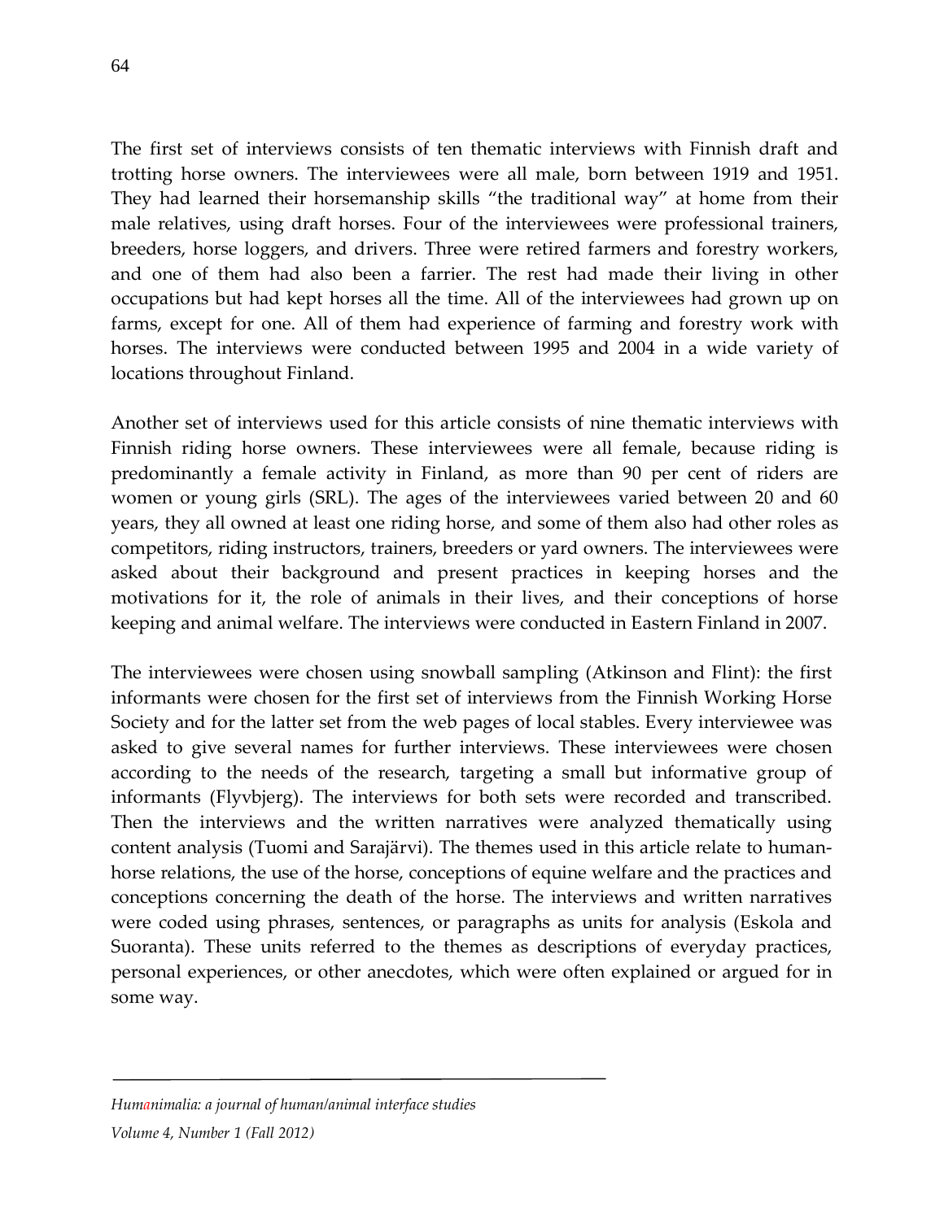The first set of interviews consists of ten thematic interviews with Finnish draft and trotting horse owners. The interviewees were all male, born between 1919 and 1951. They had learned their horsemanship skills "the traditional way" at home from their male relatives, using draft horses. Four of the interviewees were professional trainers, breeders, horse loggers, and drivers. Three were retired farmers and forestry workers, and one of them had also been a farrier. The rest had made their living in other occupations but had kept horses all the time. All of the interviewees had grown up on farms, except for one. All of them had experience of farming and forestry work with horses. The interviews were conducted between 1995 and 2004 in a wide variety of locations throughout Finland.

Another set of interviews used for this article consists of nine thematic interviews with Finnish riding horse owners. These interviewees were all female, because riding is predominantly a female activity in Finland, as more than 90 per cent of riders are women or young girls (SRL). The ages of the interviewees varied between 20 and 60 years, they all owned at least one riding horse, and some of them also had other roles as competitors, riding instructors, trainers, breeders or yard owners. The interviewees were asked about their background and present practices in keeping horses and the motivations for it, the role of animals in their lives, and their conceptions of horse keeping and animal welfare. The interviews were conducted in Eastern Finland in 2007.

The interviewees were chosen using snowball sampling (Atkinson and Flint): the first informants were chosen for the first set of interviews from the Finnish Working Horse Society and for the latter set from the web pages of local stables. Every interviewee was asked to give several names for further interviews. These interviewees were chosen according to the needs of the research, targeting a small but informative group of informants (Flyvbjerg). The interviews for both sets were recorded and transcribed. Then the interviews and the written narratives were analyzed thematically using content analysis (Tuomi and Sarajärvi). The themes used in this article relate to human-horse relations, the use of the horse, conceptions of equine welfare and the practices and conceptions concerning the death of the horse. The interviews and written narratives were coded using phrases, sentences, or paragraphs as units for analysis (Eskola and Suoranta). These units referred to the themes as descriptions of everyday practices, personal experiences, or other anecdotes, which were often explained or argued for in some way.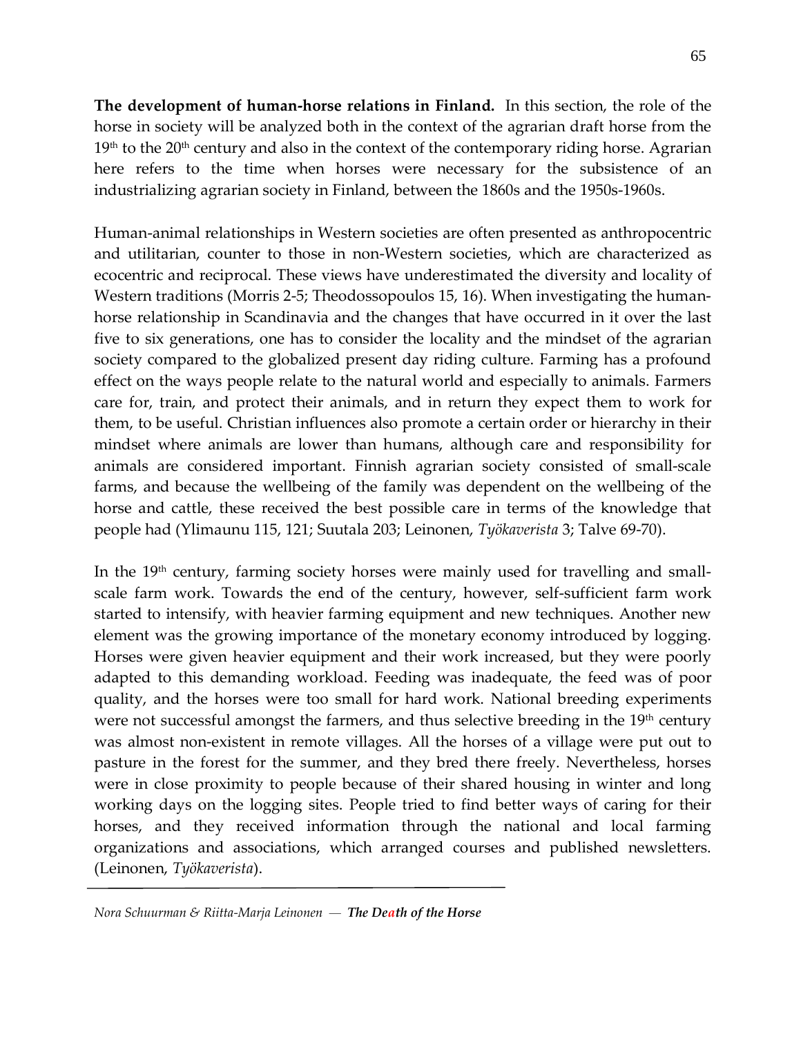**The development of human-horse relations in Finland.** In this section, the role of the horse in society will be analyzed both in the context of the agrarian draft horse from the 19th to the 20th century and also in the context of the contemporary riding horse. Agrarian here refers to the time when horses were necessary for the subsistence of an industrializing agrarian society in Finland, between the 1860s and the 1950s-1960s.

Human-animal relationships in Western societies are often presented as anthropocentric and utilitarian, counter to those in non-Western societies, which are characterized as ecocentric and reciprocal. These views have underestimated the diversity and locality of Western traditions (Morris 2-5; Theodossopoulos 15, 16). When investigating the human-horse relationship in Scandinavia and the changes that have occurred in it over the last five to six generations, one has to consider the locality and the mindset of the agrarian society compared to the globalized present day riding culture. Farming has a profound effect on the ways people relate to the natural world and especially to animals. Farmers care for, train, and protect their animals, and in return they expect them to work for them, to be useful. Christian influences also promote a certain order or hierarchy in their mindset where animals are lower than humans, although care and responsibility for animals are considered important. Finnish agrarian society consisted of small-scale farms, and because the wellbeing of the family was dependent on the wellbeing of the horse and cattle, these received the best possible care in terms of the knowledge that people had (Ylimaunu 115, 121; Suutala 203; Leinonen, *Työkaverista* 3; Talve 69-70).

In the 19th century, farming society horses were mainly used for travelling and small-scale farm work. Towards the end of the century, however, self-sufficient farm work started to intensify, with heavier farming equipment and new techniques. Another new element was the growing importance of the monetary economy introduced by logging. Horses were given heavier equipment and their work increased, but they were poorly adapted to this demanding workload. Feeding was inadequate, the feed was of poor quality, and the horses were too small for hard work. National breeding experiments were not successful amongst the farmers, and thus selective breeding in the 19th century was almost non-existent in remote villages. All the horses of a village were put out to pasture in the forest for the summer, and they bred there freely. Nevertheless, horses were in close proximity to people because of their shared housing in winter and long working days on the logging sites. People tried to find better ways of caring for their horses, and they received information through the national and local farming organizations and associations, which arranged courses and published newsletters. (Leinonen, *Työkaverista*).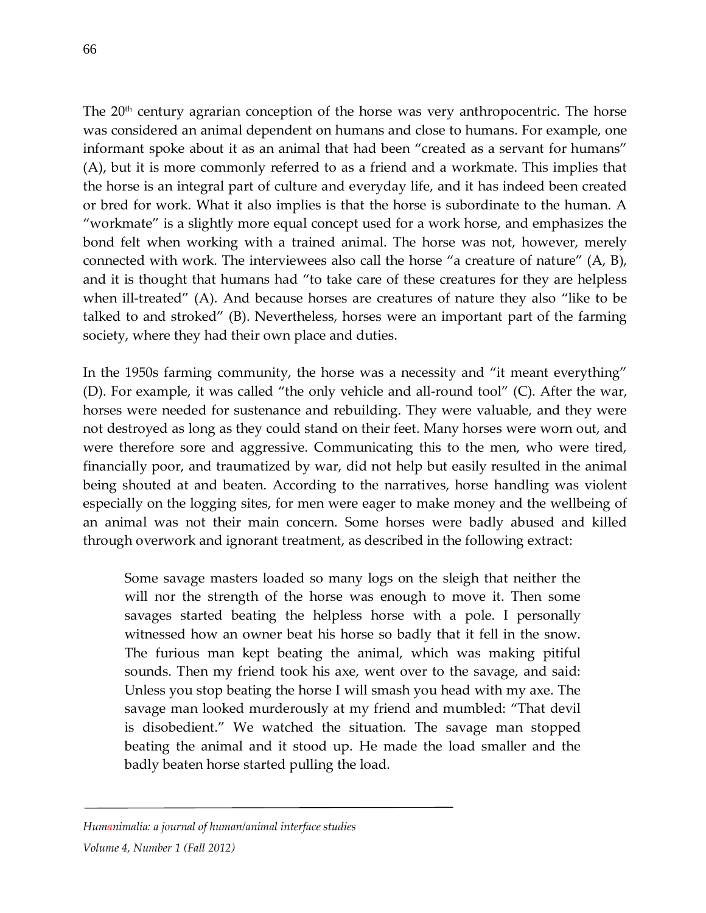The 20th century agrarian conception of the horse was very anthropocentric. The horse was considered an animal dependent on humans and close to humans. For example, one informant spoke about it as an animal that had been "created as a servant for humans" (A), but it is more commonly referred to as a friend and a workmate. This implies that the horse is an integral part of culture and everyday life, and it has indeed been created or bred for work. What it also implies is that the horse is subordinate to the human. A "workmate" is a slightly more equal concept used for a work horse, and emphasizes the bond felt when working with a trained animal. The horse was not, however, merely connected with work. The interviewees also call the horse "a creature of nature" (A, B), and it is thought that humans had "to take care of these creatures for they are helpless when ill-treated" (A). And because horses are creatures of nature they also "like to be talked to and stroked" (B). Nevertheless, horses were an important part of the farming society, where they had their own place and duties.

In the 1950s farming community, the horse was a necessity and "it meant everything" (D). For example, it was called "the only vehicle and all-round tool" (C). After the war, horses were needed for sustenance and rebuilding. They were valuable, and they were not destroyed as long as they could stand on their feet. Many horses were worn out, and were therefore sore and aggressive. Communicating this to the men, who were tired, financially poor, and traumatized by war, did not help but easily resulted in the animal being shouted at and beaten. According to the narratives, horse handling was violent especially on the logging sites, for men were eager to make money and the wellbeing of an animal was not their main concern. Some horses were badly abused and killed through overwork and ignorant treatment, as described in the following extract:

> Some savage masters loaded so many logs on the sleigh that neither the will nor the strength of the horse was enough to move it. Then some savages started beating the helpless horse with a pole. I personally witnessed how an owner beat his horse so badly that it fell in the snow. The furious man kept beating the animal, which was making pitiful sounds. Then my friend took his axe, went over to the savage, and said: Unless you stop beating the horse I will smash you head with my axe. The savage man looked murderously at my friend and mumbled: "That devil is disobedient." We watched the situation. The savage man stopped beating the animal and it stood up. He made the load smaller and the badly beaten horse started pulling the load.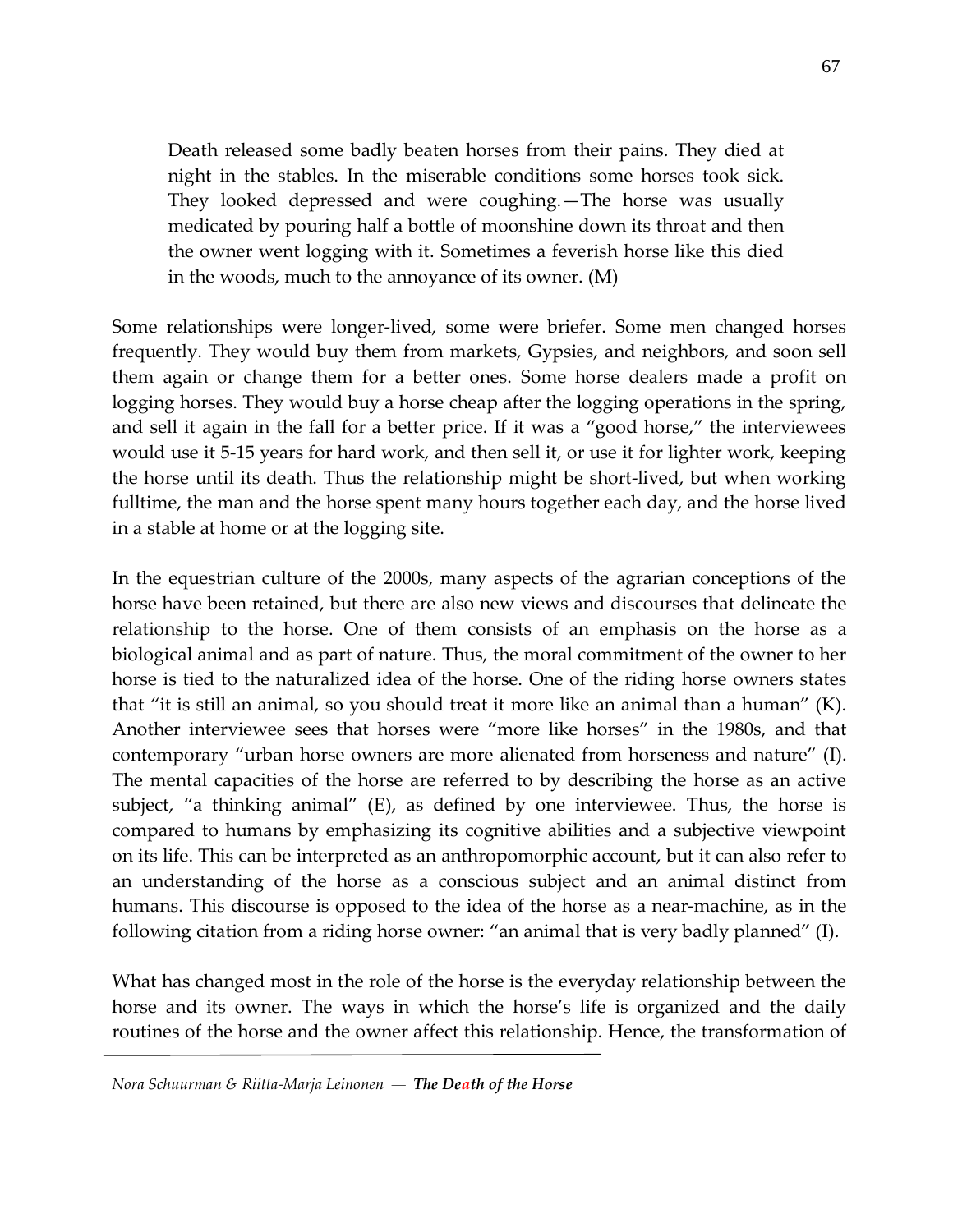> Death released some badly beaten horses from their pains. They died at night in the stables. In the miserable conditions some horses took sick. They looked depressed and were coughing.—The horse was usually medicated by pouring half a bottle of moonshine down its throat and then the owner went logging with it. Sometimes a feverish horse like this died in the woods, much to the annoyance of its owner. (M)

Some relationships were longer-lived, some were briefer. Some men changed horses frequently. They would buy them from markets, Gypsies, and neighbors, and soon sell them again or change them for a better ones. Some horse dealers made a profit on logging horses. They would buy a horse cheap after the logging operations in the spring, and sell it again in the fall for a better price. If it was a "good horse," the interviewees would use it 5-15 years for hard work, and then sell it, or use it for lighter work, keeping the horse until its death. Thus the relationship might be short-lived, but when working fulltime, the man and the horse spent many hours together each day, and the horse lived in a stable at home or at the logging site.

In the equestrian culture of the 2000s, many aspects of the agrarian conceptions of the horse have been retained, but there are also new views and discourses that delineate the relationship to the horse. One of them consists of an emphasis on the horse as a biological animal and as part of nature. Thus, the moral commitment of the owner to her horse is tied to the naturalized idea of the horse. One of the riding horse owners states that "it is still an animal, so you should treat it more like an animal than a human" (K). Another interviewee sees that horses were "more like horses" in the 1980s, and that contemporary "urban horse owners are more alienated from horseness and nature" (I). The mental capacities of the horse are referred to by describing the horse as an active subject, "a thinking animal" (E), as defined by one interviewee. Thus, the horse is compared to humans by emphasizing its cognitive abilities and a subjective viewpoint on its life. This can be interpreted as an anthropomorphic account, but it can also refer to an understanding of the horse as a conscious subject and an animal distinct from humans. This discourse is opposed to the idea of the horse as a near-machine, as in the following citation from a riding horse owner: "an animal that is very badly planned" (I).

What has changed most in the role of the horse is the everyday relationship between the horse and its owner. The ways in which the horse's life is organized and the daily routines of the horse and the owner affect this relationship. Hence, the transformation of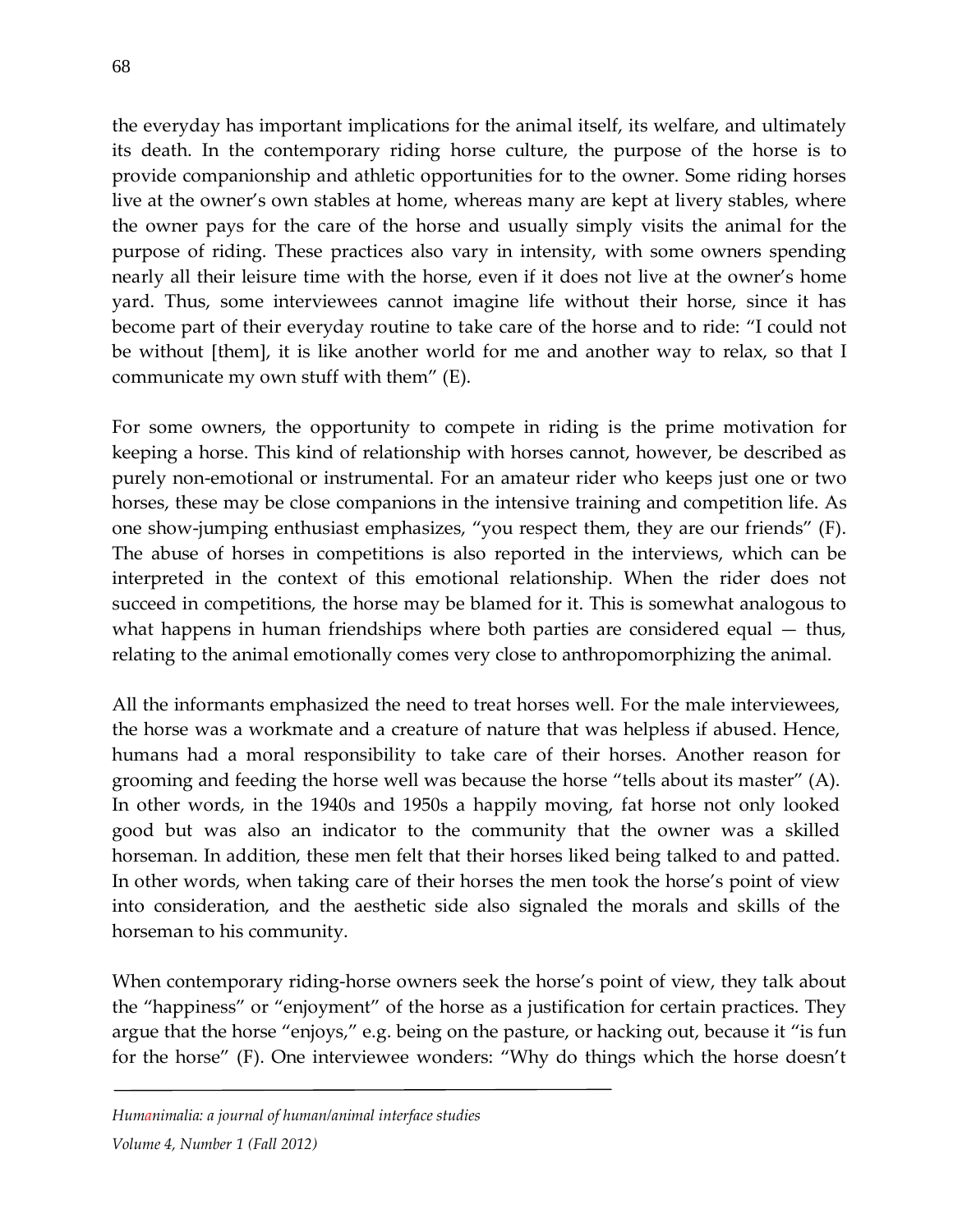the everyday has important implications for the animal itself, its welfare, and ultimately its death. In the contemporary riding horse culture, the purpose of the horse is to provide companionship and athletic opportunities for to the owner. Some riding horses live at the owner's own stables at home, whereas many are kept at livery stables, where the owner pays for the care of the horse and usually simply visits the animal for the purpose of riding. These practices also vary in intensity, with some owners spending nearly all their leisure time with the horse, even if it does not live at the owner's home yard. Thus, some interviewees cannot imagine life without their horse, since it has become part of their everyday routine to take care of the horse and to ride: "I could not be without [them], it is like another world for me and another way to relax, so that I communicate my own stuff with them" (E).

For some owners, the opportunity to compete in riding is the prime motivation for keeping a horse. This kind of relationship with horses cannot, however, be described as purely non-emotional or instrumental. For an amateur rider who keeps just one or two horses, these may be close companions in the intensive training and competition life. As one show-jumping enthusiast emphasizes, "you respect them, they are our friends" (F). The abuse of horses in competitions is also reported in the interviews, which can be interpreted in the context of this emotional relationship. When the rider does not succeed in competitions, the horse may be blamed for it. This is somewhat analogous to what happens in human friendships where both parties are considered equal — thus, relating to the animal emotionally comes very close to anthropomorphizing the animal.

All the informants emphasized the need to treat horses well. For the male interviewees, the horse was a workmate and a creature of nature that was helpless if abused. Hence, humans had a moral responsibility to take care of their horses. Another reason for grooming and feeding the horse well was because the horse "tells about its master" (A). In other words, in the 1940s and 1950s a happily moving, fat horse not only looked good but was also an indicator to the community that the owner was a skilled horseman. In addition, these men felt that their horses liked being talked to and patted. In other words, when taking care of their horses the men took the horse's point of view into consideration, and the aesthetic side also signaled the morals and skills of the horseman to his community.

When contemporary riding-horse owners seek the horse's point of view, they talk about the "happiness" or "enjoyment" of the horse as a justification for certain practices. They argue that the horse "enjoys," e.g. being on the pasture, or hacking out, because it "is fun for the horse" (F). One interviewee wonders: "Why do things which the horse doesn't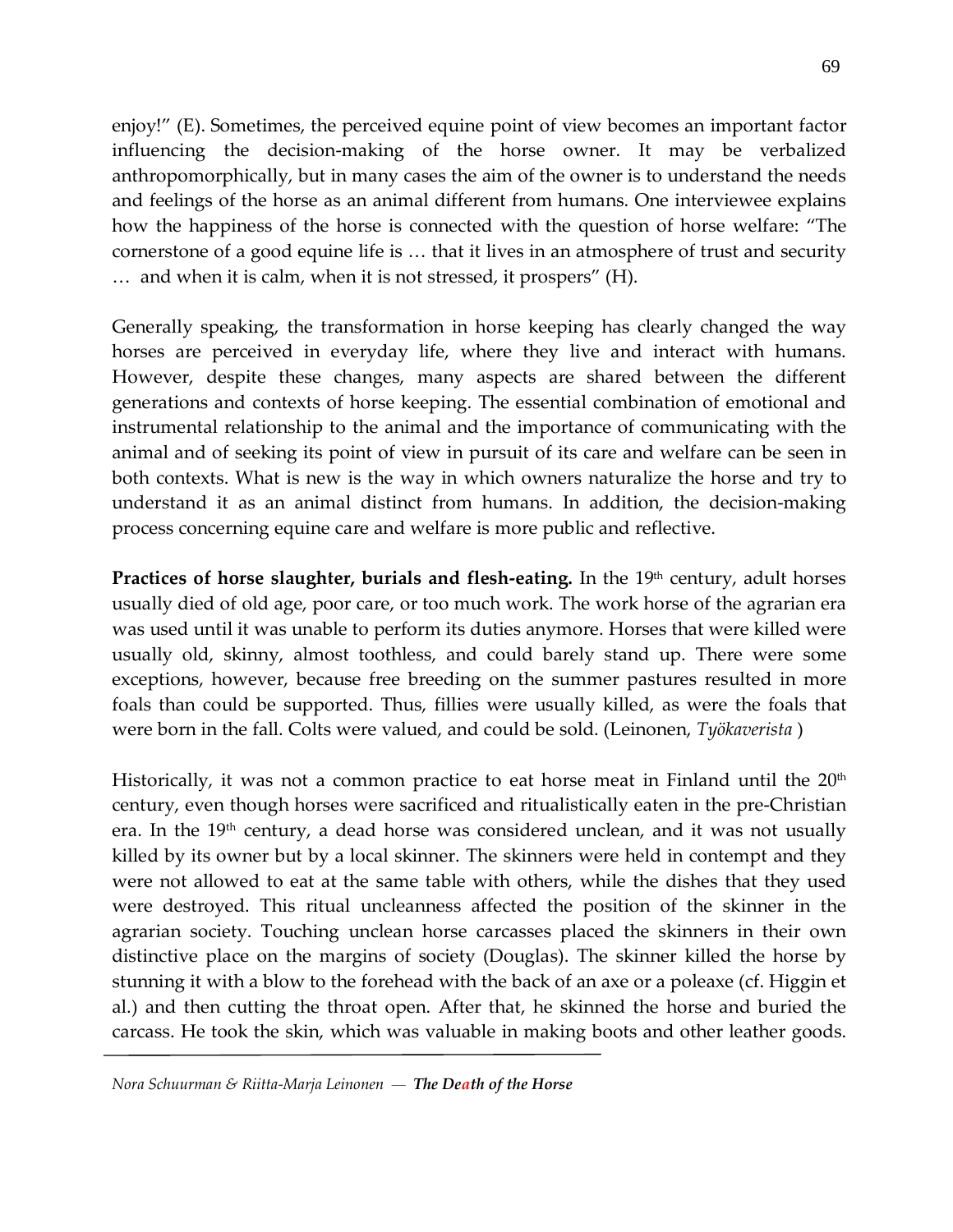enjoy!" (E). Sometimes, the perceived equine point of view becomes an important factor influencing the decision-making of the horse owner. It may be verbalized anthropomorphically, but in many cases the aim of the owner is to understand the needs and feelings of the horse as an animal different from humans. One interviewee explains how the happiness of the horse is connected with the question of horse welfare: "The cornerstone of a good equine life is … that it lives in an atmosphere of trust and security … and when it is calm, when it is not stressed, it prospers" (H).

Generally speaking, the transformation in horse keeping has clearly changed the way horses are perceived in everyday life, where they live and interact with humans. However, despite these changes, many aspects are shared between the different generations and contexts of horse keeping. The essential combination of emotional and instrumental relationship to the animal and the importance of communicating with the animal and of seeking its point of view in pursuit of its care and welfare can be seen in both contexts. What is new is the way in which owners naturalize the horse and try to understand it as an animal distinct from humans. In addition, the decision-making process concerning equine care and welfare is more public and reflective.

**Practices of horse slaughter, burials and flesh-eating.** In the 19th century, adult horses usually died of old age, poor care, or too much work. The work horse of the agrarian era was used until it was unable to perform its duties anymore. Horses that were killed were usually old, skinny, almost toothless, and could barely stand up. There were some exceptions, however, because free breeding on the summer pastures resulted in more foals than could be supported. Thus, fillies were usually killed, as were the foals that were born in the fall. Colts were valued, and could be sold. (Leinonen, *Työkaverista* )

Historically, it was not a common practice to eat horse meat in Finland until the 20th century, even though horses were sacrificed and ritualistically eaten in the pre-Christian era. In the 19th century, a dead horse was considered unclean, and it was not usually killed by its owner but by a local skinner. The skinners were held in contempt and they were not allowed to eat at the same table with others, while the dishes that they used were destroyed. This ritual uncleanness affected the position of the skinner in the agrarian society. Touching unclean horse carcasses placed the skinners in their own distinctive place on the margins of society (Douglas). The skinner killed the horse by stunning it with a blow to the forehead with the back of an axe or a poleaxe (cf. Higgin et al.) and then cutting the throat open. After that, he skinned the horse and buried the carcass. He took the skin, which was valuable in making boots and other leather goods.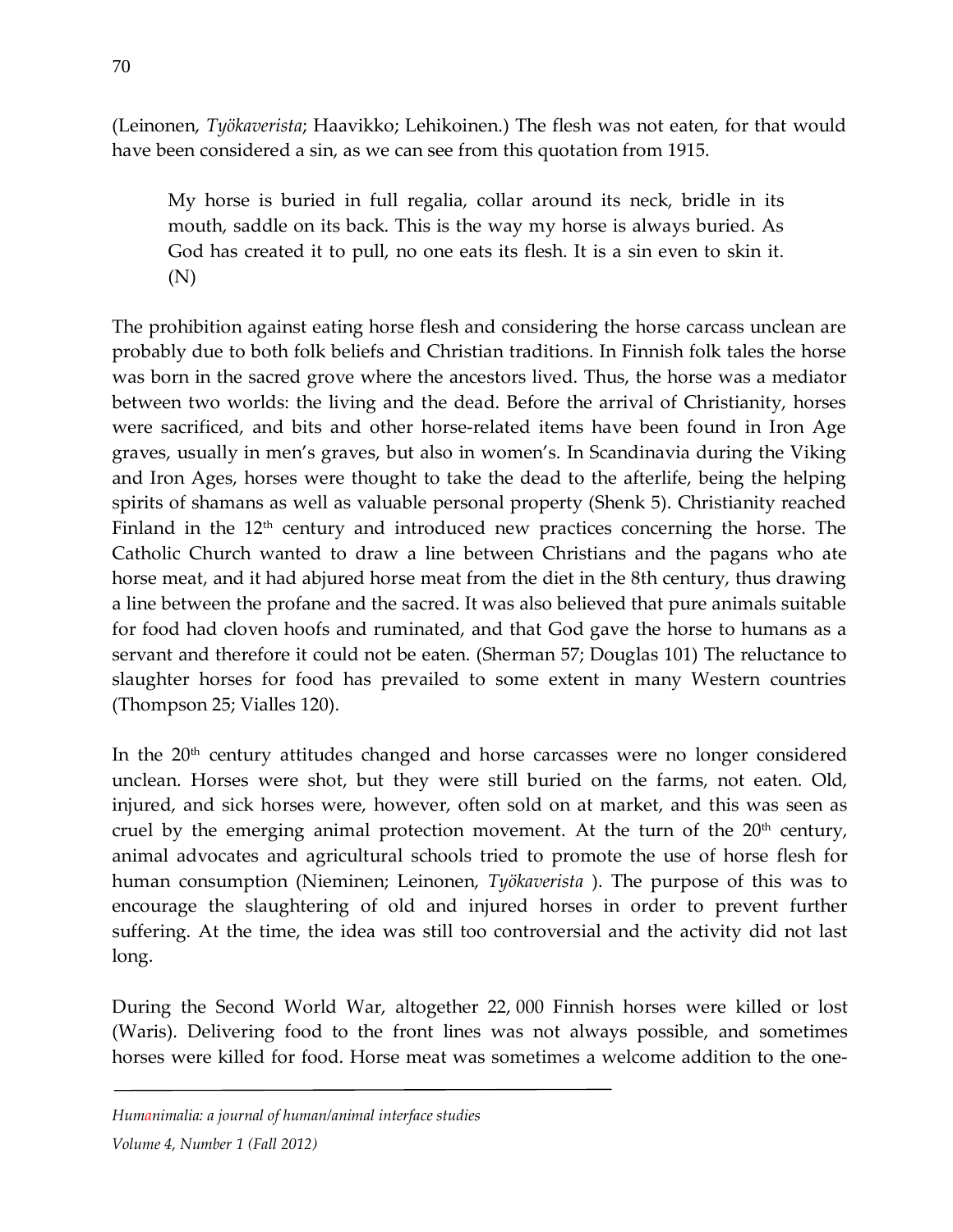(Leinonen, *Työkaverista*; Haavikko; Lehikoinen.) The flesh was not eaten, for that would have been considered a sin, as we can see from this quotation from 1915.

> My horse is buried in full regalia, collar around its neck, bridle in its mouth, saddle on its back. This is the way my horse is always buried. As God has created it to pull, no one eats its flesh. It is a sin even to skin it. (N)

The prohibition against eating horse flesh and considering the horse carcass unclean are probably due to both folk beliefs and Christian traditions. In Finnish folk tales the horse was born in the sacred grove where the ancestors lived. Thus, the horse was a mediator between two worlds: the living and the dead. Before the arrival of Christianity, horses were sacrificed, and bits and other horse-related items have been found in Iron Age graves, usually in men's graves, but also in women's. In Scandinavia during the Viking and Iron Ages, horses were thought to take the dead to the afterlife, being the helping spirits of shamans as well as valuable personal property (Shenk 5). Christianity reached Finland in the 12th century and introduced new practices concerning the horse. The Catholic Church wanted to draw a line between Christians and the pagans who ate horse meat, and it had abjured horse meat from the diet in the 8th century, thus drawing a line between the profane and the sacred. It was also believed that pure animals suitable for food had cloven hoofs and ruminated, and that God gave the horse to humans as a servant and therefore it could not be eaten. (Sherman 57; Douglas 101) The reluctance to slaughter horses for food has prevailed to some extent in many Western countries (Thompson 25; Vialles 120).

In the 20th century attitudes changed and horse carcasses were no longer considered unclean. Horses were shot, but they were still buried on the farms, not eaten. Old, injured, and sick horses were, however, often sold on at market, and this was seen as cruel by the emerging animal protection movement. At the turn of the 20th century, animal advocates and agricultural schools tried to promote the use of horse flesh for human consumption (Nieminen; Leinonen, *Työkaverista* ). The purpose of this was to encourage the slaughtering of old and injured horses in order to prevent further suffering. At the time, the idea was still too controversial and the activity did not last long.

During the Second World War, altogether 22, 000 Finnish horses were killed or lost (Waris). Delivering food to the front lines was not always possible, and sometimes horses were killed for food. Horse meat was sometimes a welcome addition to the one-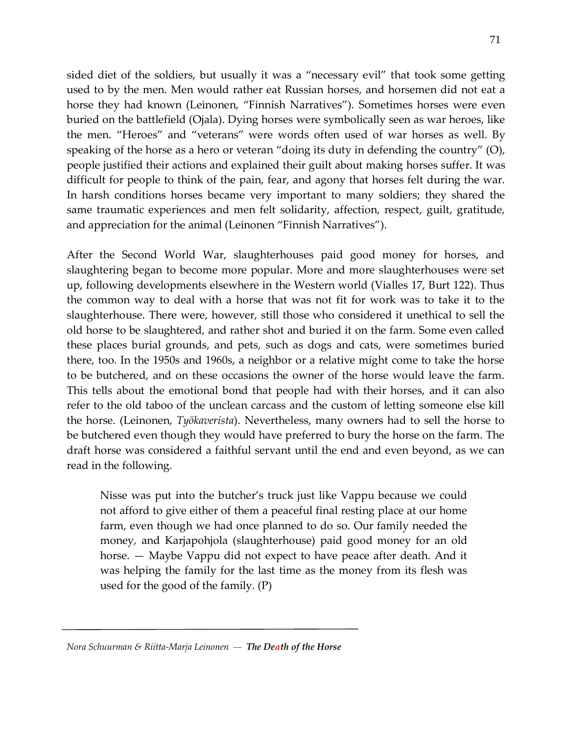sided diet of the soldiers, but usually it was a "necessary evil" that took some getting used to by the men. Men would rather eat Russian horses, and horsemen did not eat a horse they had known (Leinonen, "Finnish Narratives"). Sometimes horses were even buried on the battlefield (Ojala). Dying horses were symbolically seen as war heroes, like the men. "Heroes" and "veterans" were words often used of war horses as well. By speaking of the horse as a hero or veteran "doing its duty in defending the country" (O), people justified their actions and explained their guilt about making horses suffer. It was difficult for people to think of the pain, fear, and agony that horses felt during the war. In harsh conditions horses became very important to many soldiers; they shared the same traumatic experiences and men felt solidarity, affection, respect, guilt, gratitude, and appreciation for the animal (Leinonen "Finnish Narratives").

After the Second World War, slaughterhouses paid good money for horses, and slaughtering began to become more popular. More and more slaughterhouses were set up, following developments elsewhere in the Western world (Vialles 17, Burt 122). Thus the common way to deal with a horse that was not fit for work was to take it to the slaughterhouse. There were, however, still those who considered it unethical to sell the old horse to be slaughtered, and rather shot and buried it on the farm. Some even called these places burial grounds, and pets, such as dogs and cats, were sometimes buried there, too. In the 1950s and 1960s, a neighbor or a relative might come to take the horse to be butchered, and on these occasions the owner of the horse would leave the farm. This tells about the emotional bond that people had with their horses, and it can also refer to the old taboo of the unclean carcass and the custom of letting someone else kill the horse. (Leinonen, *Työkaverista*). Nevertheless, many owners had to sell the horse to be butchered even though they would have preferred to bury the horse on the farm. The draft horse was considered a faithful servant until the end and even beyond, as we can read in the following.

> Nisse was put into the butcher's truck just like Vappu because we could not afford to give either of them a peaceful final resting place at our home farm, even though we had once planned to do so. Our family needed the money, and Karjapohjola (slaughterhouse) paid good money for an old horse. — Maybe Vappu did not expect to have peace after death. And it was helping the family for the last time as the money from its flesh was used for the good of the family. (P)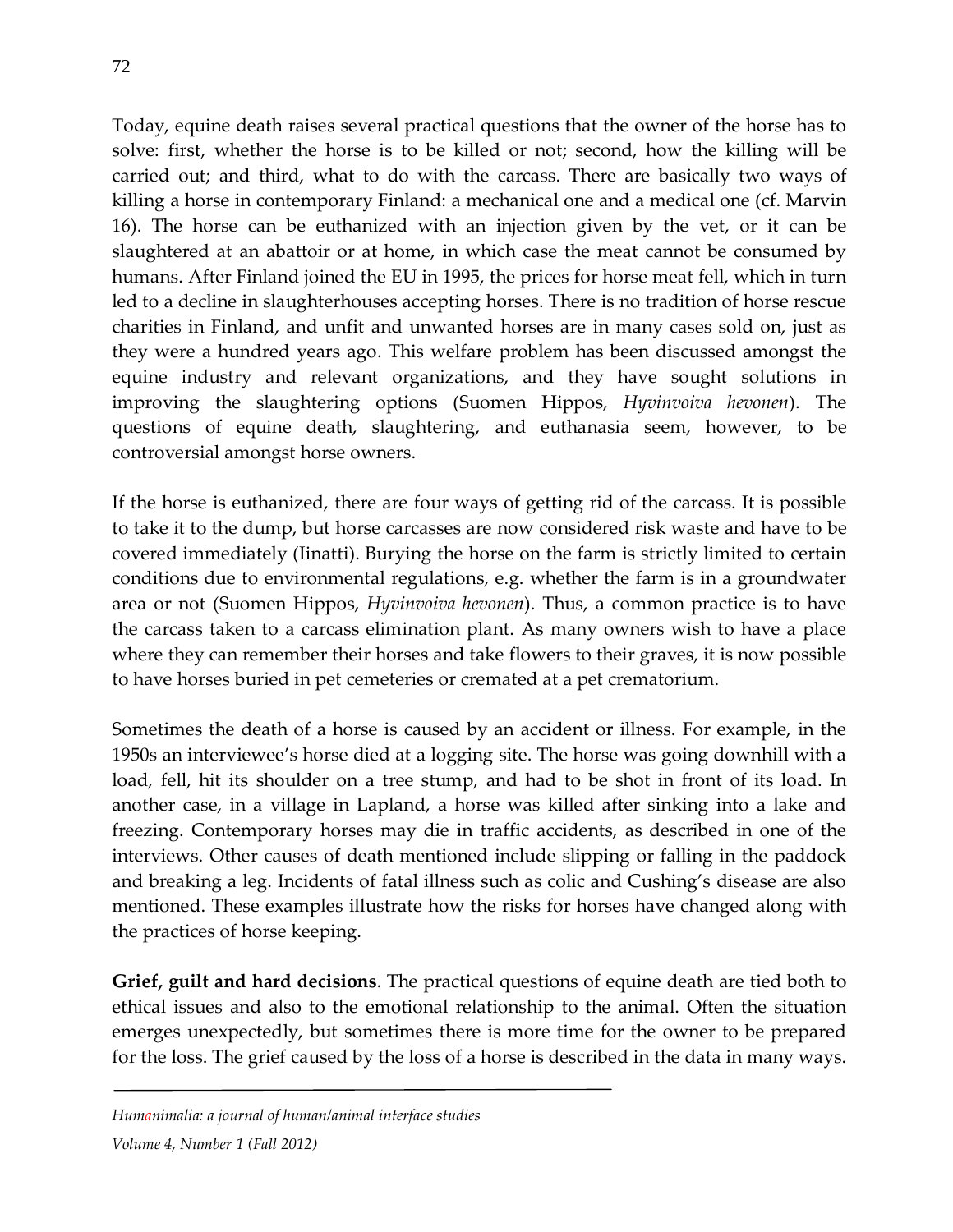Today, equine death raises several practical questions that the owner of the horse has to solve: first, whether the horse is to be killed or not; second, how the killing will be carried out; and third, what to do with the carcass. There are basically two ways of killing a horse in contemporary Finland: a mechanical one and a medical one (cf. Marvin 16). The horse can be euthanized with an injection given by the vet, or it can be slaughtered at an abattoir or at home, in which case the meat cannot be consumed by humans. After Finland joined the EU in 1995, the prices for horse meat fell, which in turn led to a decline in slaughterhouses accepting horses. There is no tradition of horse rescue charities in Finland, and unfit and unwanted horses are in many cases sold on, just as they were a hundred years ago. This welfare problem has been discussed amongst the equine industry and relevant organizations, and they have sought solutions in improving the slaughtering options (Suomen Hippos, *Hyvinvoiva hevonen*). The questions of equine death, slaughtering, and euthanasia seem, however, to be controversial amongst horse owners.

If the horse is euthanized, there are four ways of getting rid of the carcass. It is possible to take it to the dump, but horse carcasses are now considered risk waste and have to be covered immediately (Iinatti). Burying the horse on the farm is strictly limited to certain conditions due to environmental regulations, e.g. whether the farm is in a groundwater area or not (Suomen Hippos, *Hyvinvoiva hevonen*). Thus, a common practice is to have the carcass taken to a carcass elimination plant. As many owners wish to have a place where they can remember their horses and take flowers to their graves, it is now possible to have horses buried in pet cemeteries or cremated at a pet crematorium.

Sometimes the death of a horse is caused by an accident or illness. For example, in the 1950s an interviewee's horse died at a logging site. The horse was going downhill with a load, fell, hit its shoulder on a tree stump, and had to be shot in front of its load. In another case, in a village in Lapland, a horse was killed after sinking into a lake and freezing. Contemporary horses may die in traffic accidents, as described in one of the interviews. Other causes of death mentioned include slipping or falling in the paddock and breaking a leg. Incidents of fatal illness such as colic and Cushing's disease are also mentioned. These examples illustrate how the risks for horses have changed along with the practices of horse keeping.

**Grief, guilt and hard decisions**. The practical questions of equine death are tied both to ethical issues and also to the emotional relationship to the animal. Often the situation emerges unexpectedly, but sometimes there is more time for the owner to be prepared for the loss. The grief caused by the loss of a horse is described in the data in many ways.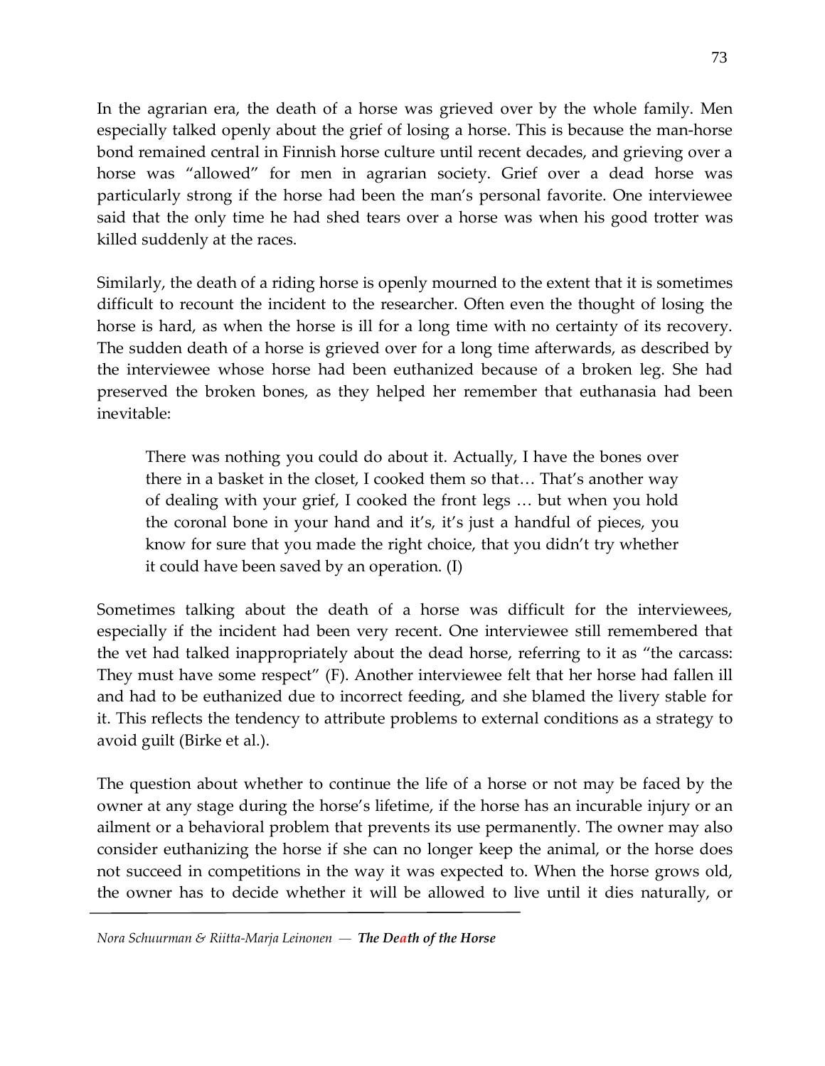In the agrarian era, the death of a horse was grieved over by the whole family. Men especially talked openly about the grief of losing a horse. This is because the man-horse bond remained central in Finnish horse culture until recent decades, and grieving over a horse was "allowed" for men in agrarian society. Grief over a dead horse was particularly strong if the horse had been the man's personal favorite. One interviewee said that the only time he had shed tears over a horse was when his good trotter was killed suddenly at the races.

Similarly, the death of a riding horse is openly mourned to the extent that it is sometimes difficult to recount the incident to the researcher. Often even the thought of losing the horse is hard, as when the horse is ill for a long time with no certainty of its recovery. The sudden death of a horse is grieved over for a long time afterwards, as described by the interviewee whose horse had been euthanized because of a broken leg. She had preserved the broken bones, as they helped her remember that euthanasia had been inevitable:

> There was nothing you could do about it. Actually, I have the bones over there in a basket in the closet, I cooked them so that… That's another way of dealing with your grief, I cooked the front legs … but when you hold the coronal bone in your hand and it's, it's just a handful of pieces, you know for sure that you made the right choice, that you didn't try whether it could have been saved by an operation. (I)

Sometimes talking about the death of a horse was difficult for the interviewees, especially if the incident had been very recent. One interviewee still remembered that the vet had talked inappropriately about the dead horse, referring to it as "the carcass: They must have some respect" (F). Another interviewee felt that her horse had fallen ill and had to be euthanized due to incorrect feeding, and she blamed the livery stable for it. This reflects the tendency to attribute problems to external conditions as a strategy to avoid guilt (Birke et al.).

The question about whether to continue the life of a horse or not may be faced by the owner at any stage during the horse's lifetime, if the horse has an incurable injury or an ailment or a behavioral problem that prevents its use permanently. The owner may also consider euthanizing the horse if she can no longer keep the animal, or the horse does not succeed in competitions in the way it was expected to. When the horse grows old, the owner has to decide whether it will be allowed to live until it dies naturally, or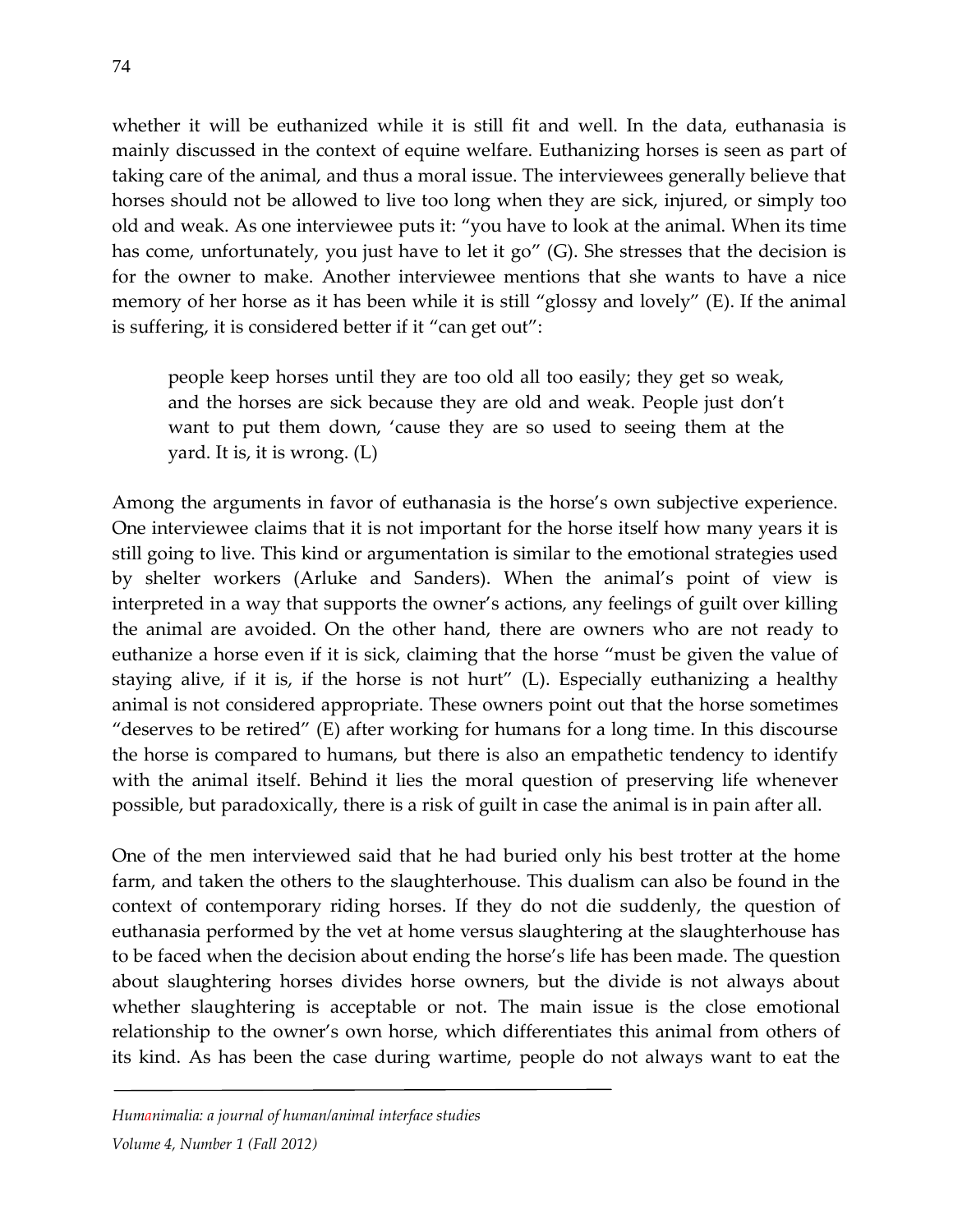whether it will be euthanized while it is still fit and well. In the data, euthanasia is mainly discussed in the context of equine welfare. Euthanizing horses is seen as part of taking care of the animal, and thus a moral issue. The interviewees generally believe that horses should not be allowed to live too long when they are sick, injured, or simply too old and weak. As one interviewee puts it: "you have to look at the animal. When its time has come, unfortunately, you just have to let it go" (G). She stresses that the decision is for the owner to make. Another interviewee mentions that she wants to have a nice memory of her horse as it has been while it is still "glossy and lovely" (E). If the animal is suffering, it is considered better if it "can get out":

> people keep horses until they are too old all too easily; they get so weak, and the horses are sick because they are old and weak. People just don't want to put them down, 'cause they are so used to seeing them at the yard. It is, it is wrong. (L)

Among the arguments in favor of euthanasia is the horse's own subjective experience. One interviewee claims that it is not important for the horse itself how many years it is still going to live. This kind or argumentation is similar to the emotional strategies used by shelter workers (Arluke and Sanders). When the animal's point of view is interpreted in a way that supports the owner's actions, any feelings of guilt over killing the animal are avoided. On the other hand, there are owners who are not ready to euthanize a horse even if it is sick, claiming that the horse "must be given the value of staying alive, if it is, if the horse is not hurt" (L). Especially euthanizing a healthy animal is not considered appropriate. These owners point out that the horse sometimes "deserves to be retired" (E) after working for humans for a long time. In this discourse the horse is compared to humans, but there is also an empathetic tendency to identify with the animal itself. Behind it lies the moral question of preserving life whenever possible, but paradoxically, there is a risk of guilt in case the animal is in pain after all.

One of the men interviewed said that he had buried only his best trotter at the home farm, and taken the others to the slaughterhouse. This dualism can also be found in the context of contemporary riding horses. If they do not die suddenly, the question of euthanasia performed by the vet at home versus slaughtering at the slaughterhouse has to be faced when the decision about ending the horse's life has been made. The question about slaughtering horses divides horse owners, but the divide is not always about whether slaughtering is acceptable or not. The main issue is the close emotional relationship to the owner's own horse, which differentiates this animal from others of its kind. As has been the case during wartime, people do not always want to eat the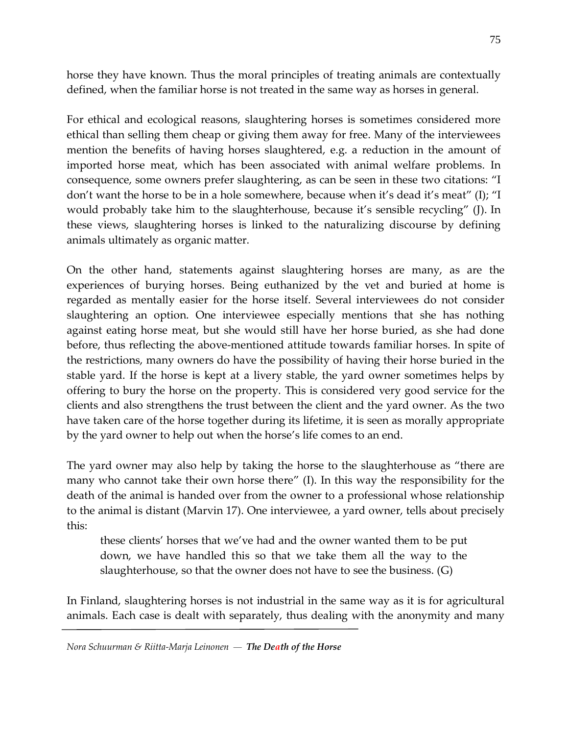horse they have known. Thus the moral principles of treating animals are contextually defined, when the familiar horse is not treated in the same way as horses in general.

For ethical and ecological reasons, slaughtering horses is sometimes considered more ethical than selling them cheap or giving them away for free. Many of the interviewees mention the benefits of having horses slaughtered, e.g. a reduction in the amount of imported horse meat, which has been associated with animal welfare problems. In consequence, some owners prefer slaughtering, as can be seen in these two citations: "I don't want the horse to be in a hole somewhere, because when it's dead it's meat" (I); "I would probably take him to the slaughterhouse, because it's sensible recycling" (J). In these views, slaughtering horses is linked to the naturalizing discourse by defining animals ultimately as organic matter.

On the other hand, statements against slaughtering horses are many, as are the experiences of burying horses. Being euthanized by the vet and buried at home is regarded as mentally easier for the horse itself. Several interviewees do not consider slaughtering an option. One interviewee especially mentions that she has nothing against eating horse meat, but she would still have her horse buried, as she had done before, thus reflecting the above-mentioned attitude towards familiar horses. In spite of the restrictions, many owners do have the possibility of having their horse buried in the stable yard. If the horse is kept at a livery stable, the yard owner sometimes helps by offering to bury the horse on the property. This is considered very good service for the clients and also strengthens the trust between the client and the yard owner. As the two have taken care of the horse together during its lifetime, it is seen as morally appropriate by the yard owner to help out when the horse's life comes to an end.

The yard owner may also help by taking the horse to the slaughterhouse as "there are many who cannot take their own horse there" (I). In this way the responsibility for the death of the animal is handed over from the owner to a professional whose relationship to the animal is distant (Marvin 17). One interviewee, a yard owner, tells about precisely this:

> these clients' horses that we've had and the owner wanted them to be put down, we have handled this so that we take them all the way to the slaughterhouse, so that the owner does not have to see the business. (G)

In Finland, slaughtering horses is not industrial in the same way as it is for agricultural animals. Each case is dealt with separately, thus dealing with the anonymity and many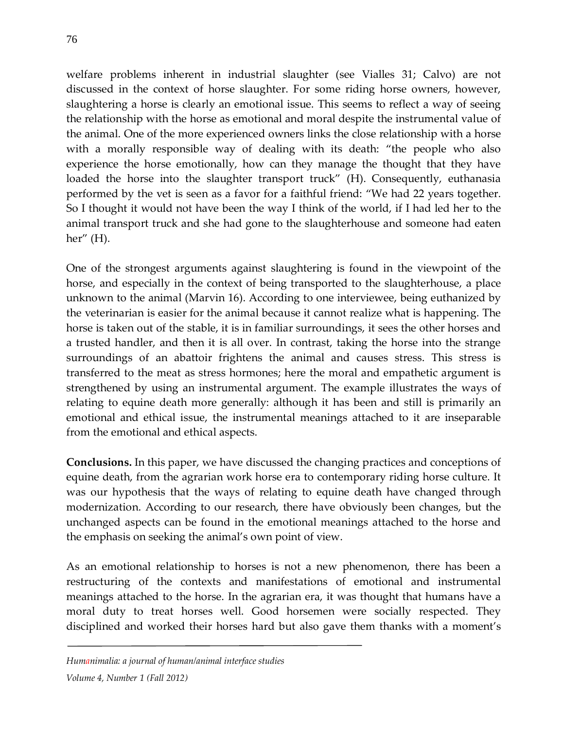welfare problems inherent in industrial slaughter (see Vialles 31; Calvo) are not discussed in the context of horse slaughter. For some riding horse owners, however, slaughtering a horse is clearly an emotional issue. This seems to reflect a way of seeing the relationship with the horse as emotional and moral despite the instrumental value of the animal. One of the more experienced owners links the close relationship with a horse with a morally responsible way of dealing with its death: "the people who also experience the horse emotionally, how can they manage the thought that they have loaded the horse into the slaughter transport truck" (H). Consequently, euthanasia performed by the vet is seen as a favor for a faithful friend: "We had 22 years together. So I thought it would not have been the way I think of the world, if I had led her to the animal transport truck and she had gone to the slaughterhouse and someone had eaten her" (H).

One of the strongest arguments against slaughtering is found in the viewpoint of the horse, and especially in the context of being transported to the slaughterhouse, a place unknown to the animal (Marvin 16). According to one interviewee, being euthanized by the veterinarian is easier for the animal because it cannot realize what is happening. The horse is taken out of the stable, it is in familiar surroundings, it sees the other horses and a trusted handler, and then it is all over. In contrast, taking the horse into the strange surroundings of an abattoir frightens the animal and causes stress. This stress is transferred to the meat as stress hormones; here the moral and empathetic argument is strengthened by using an instrumental argument. The example illustrates the ways of relating to equine death more generally: although it has been and still is primarily an emotional and ethical issue, the instrumental meanings attached to it are inseparable from the emotional and ethical aspects.

**Conclusions.** In this paper, we have discussed the changing practices and conceptions of equine death, from the agrarian work horse era to contemporary riding horse culture. It was our hypothesis that the ways of relating to equine death have changed through modernization. According to our research, there have obviously been changes, but the unchanged aspects can be found in the emotional meanings attached to the horse and the emphasis on seeking the animal's own point of view.

As an emotional relationship to horses is not a new phenomenon, there has been a restructuring of the contexts and manifestations of emotional and instrumental meanings attached to the horse. In the agrarian era, it was thought that humans have a moral duty to treat horses well. Good horsemen were socially respected. They disciplined and worked their horses hard but also gave them thanks with a moment's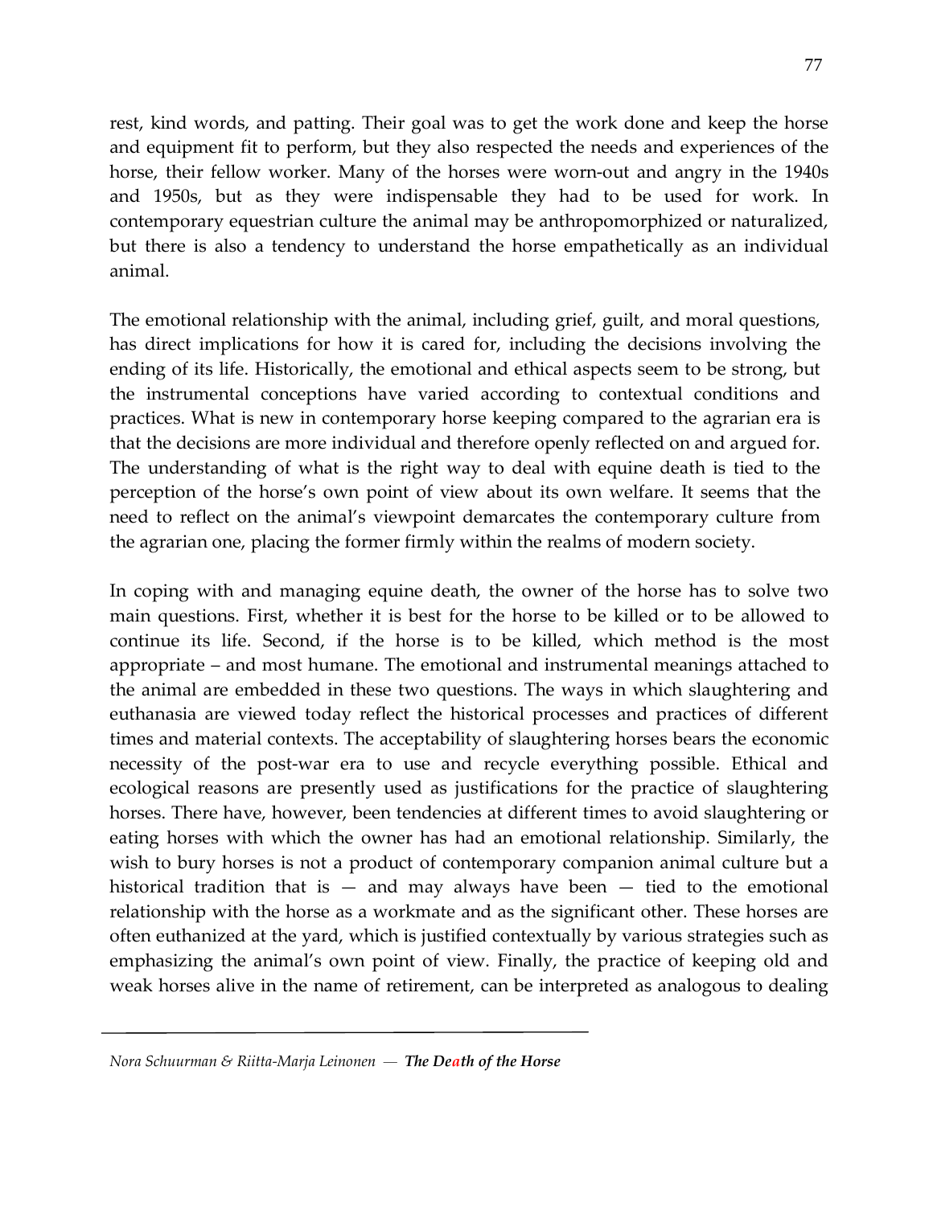rest, kind words, and patting. Their goal was to get the work done and keep the horse and equipment fit to perform, but they also respected the needs and experiences of the horse, their fellow worker. Many of the horses were worn-out and angry in the 1940s and 1950s, but as they were indispensable they had to be used for work. In contemporary equestrian culture the animal may be anthropomorphized or naturalized, but there is also a tendency to understand the horse empathetically as an individual animal.

The emotional relationship with the animal, including grief, guilt, and moral questions, has direct implications for how it is cared for, including the decisions involving the ending of its life. Historically, the emotional and ethical aspects seem to be strong, but the instrumental conceptions have varied according to contextual conditions and practices. What is new in contemporary horse keeping compared to the agrarian era is that the decisions are more individual and therefore openly reflected on and argued for. The understanding of what is the right way to deal with equine death is tied to the perception of the horse's own point of view about its own welfare. It seems that the need to reflect on the animal's viewpoint demarcates the contemporary culture from the agrarian one, placing the former firmly within the realms of modern society.

In coping with and managing equine death, the owner of the horse has to solve two main questions. First, whether it is best for the horse to be killed or to be allowed to continue its life. Second, if the horse is to be killed, which method is the most appropriate – and most humane. The emotional and instrumental meanings attached to the animal are embedded in these two questions. The ways in which slaughtering and euthanasia are viewed today reflect the historical processes and practices of different times and material contexts. The acceptability of slaughtering horses bears the economic necessity of the post-war era to use and recycle everything possible. Ethical and ecological reasons are presently used as justifications for the practice of slaughtering horses. There have, however, been tendencies at different times to avoid slaughtering or eating horses with which the owner has had an emotional relationship. Similarly, the wish to bury horses is not a product of contemporary companion animal culture but a historical tradition that is — and may always have been — tied to the emotional relationship with the horse as a workmate and as the significant other. These horses are often euthanized at the yard, which is justified contextually by various strategies such as emphasizing the animal's own point of view. Finally, the practice of keeping old and weak horses alive in the name of retirement, can be interpreted as analogous to dealing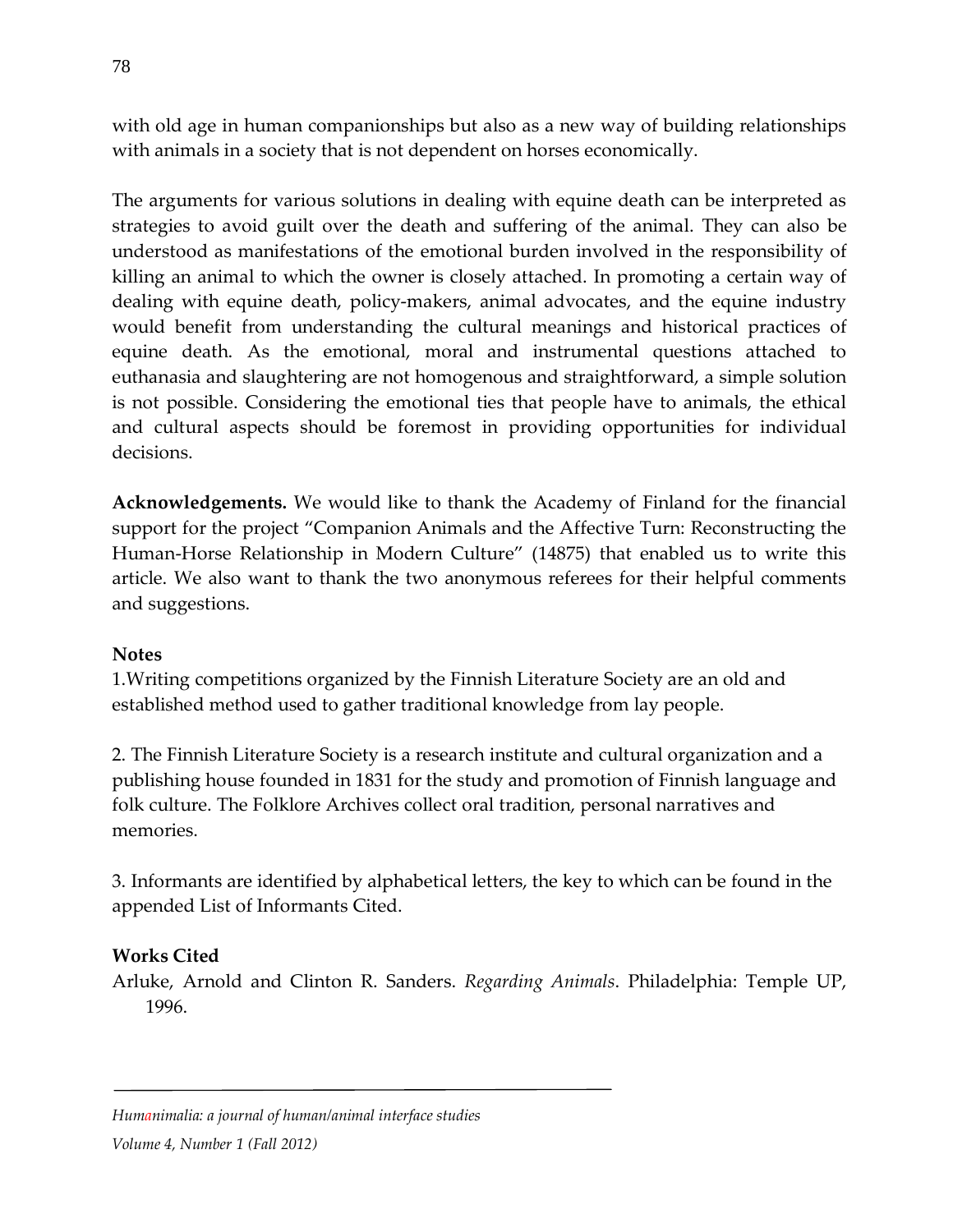with old age in human companionships but also as a new way of building relationships with animals in a society that is not dependent on horses economically.

The arguments for various solutions in dealing with equine death can be interpreted as strategies to avoid guilt over the death and suffering of the animal. They can also be understood as manifestations of the emotional burden involved in the responsibility of killing an animal to which the owner is closely attached. In promoting a certain way of dealing with equine death, policy-makers, animal advocates, and the equine industry would benefit from understanding the cultural meanings and historical practices of equine death. As the emotional, moral and instrumental questions attached to euthanasia and slaughtering are not homogenous and straightforward, a simple solution is not possible. Considering the emotional ties that people have to animals, the ethical and cultural aspects should be foremost in providing opportunities for individual decisions.

**Acknowledgements.** We would like to thank the Academy of Finland for the financial support for the project "Companion Animals and the Affective Turn: Reconstructing the Human-Horse Relationship in Modern Culture" (14875) that enabled us to write this article. We also want to thank the two anonymous referees for their helpful comments and suggestions.

**Notes**

1.Writing competitions organized by the Finnish Literature Society are an old and established method used to gather traditional knowledge from lay people.

2. The Finnish Literature Society is a research institute and cultural organization and a publishing house founded in 1831 for the study and promotion of Finnish language and folk culture. The Folklore Archives collect oral tradition, personal narratives and memories.

3. Informants are identified by alphabetical letters, the key to which can be found in the appended List of Informants Cited.

**Works Cited**

Arluke, Arnold and Clinton R. Sanders. *Regarding Animals*. Philadelphia: Temple UP, 1996.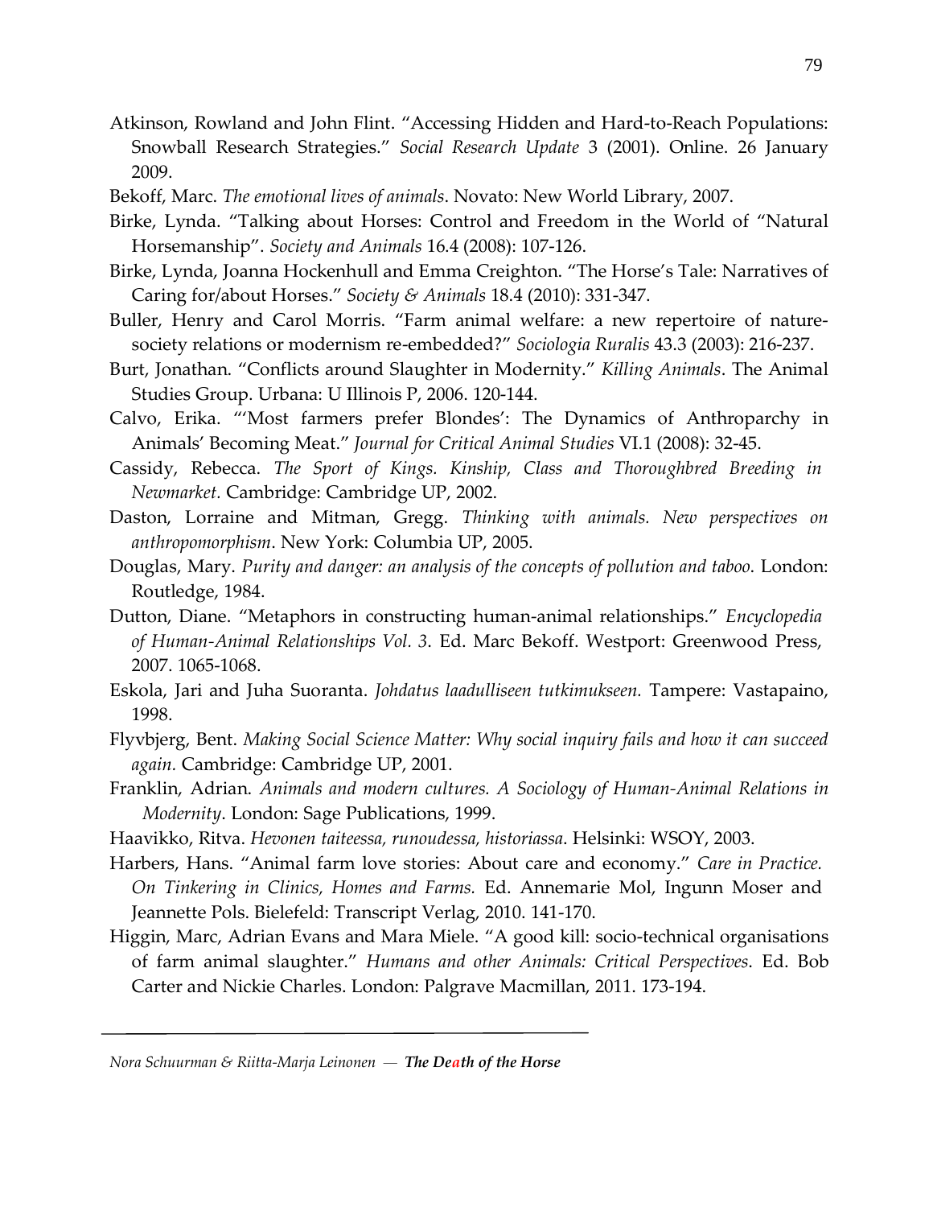Atkinson, Rowland and John Flint. "Accessing Hidden and Hard-to-Reach Populations: Snowball Research Strategies." *Social Research Update* 3 (2001). Online. 26 January 2009.

Bekoff, Marc. *The emotional lives of animals*. Novato: New World Library, 2007.

Birke, Lynda. "Talking about Horses: Control and Freedom in the World of "Natural Horsemanship". *Society and Animals* 16.4 (2008): 107-126.

Birke, Lynda, Joanna Hockenhull and Emma Creighton. "The Horse's Tale: Narratives of Caring for/about Horses." *Society & Animals* 18.4 (2010): 331-347.

Buller, Henry and Carol Morris. "Farm animal welfare: a new repertoire of nature-society relations or modernism re-embedded?" *Sociologia Ruralis* 43.3 (2003): 216-237.

Burt, Jonathan. "Conflicts around Slaughter in Modernity." *Killing Animals*. The Animal Studies Group. Urbana: U Illinois P, 2006. 120-144.

Calvo, Erika. "'Most farmers prefer Blondes': The Dynamics of Anthroparchy in Animals' Becoming Meat." *Journal for Critical Animal Studies* VI.1 (2008): 32-45.

Cassidy, Rebecca. *The Sport of Kings. Kinship, Class and Thoroughbred Breeding in Newmarket.* Cambridge: Cambridge UP, 2002.

Daston, Lorraine and Mitman, Gregg. *Thinking with animals. New perspectives on anthropomorphism*. New York: Columbia UP, 2005.

Douglas, Mary. *Purity and danger: an analysis of the concepts of pollution and taboo*. London: Routledge, 1984.

Dutton, Diane. "Metaphors in constructing human-animal relationships." *Encyclopedia of Human-Animal Relationships Vol. 3*. Ed. Marc Bekoff. Westport: Greenwood Press, 2007. 1065-1068.

Eskola, Jari and Juha Suoranta. *Johdatus laadulliseen tutkimukseen.* Tampere: Vastapaino, 1998.

Flyvbjerg, Bent. *Making Social Science Matter: Why social inquiry fails and how it can succeed again.* Cambridge: Cambridge UP, 2001.

Franklin, Adrian. *Animals and modern cultures. A Sociology of Human-Animal Relations in Modernity*. London: Sage Publications, 1999.

Haavikko, Ritva. *Hevonen taiteessa, runoudessa, historiassa*. Helsinki: WSOY, 2003.

Harbers, Hans. "Animal farm love stories: About care and economy." *Care in Practice. On Tinkering in Clinics, Homes and Farms.* Ed. Annemarie Mol, Ingunn Moser and Jeannette Pols. Bielefeld: Transcript Verlag, 2010. 141-170.

Higgin, Marc, Adrian Evans and Mara Miele. "A good kill: socio-technical organisations of farm animal slaughter." *Humans and other Animals: Critical Perspectives*. Ed. Bob Carter and Nickie Charles. London: Palgrave Macmillan, 2011. 173-194.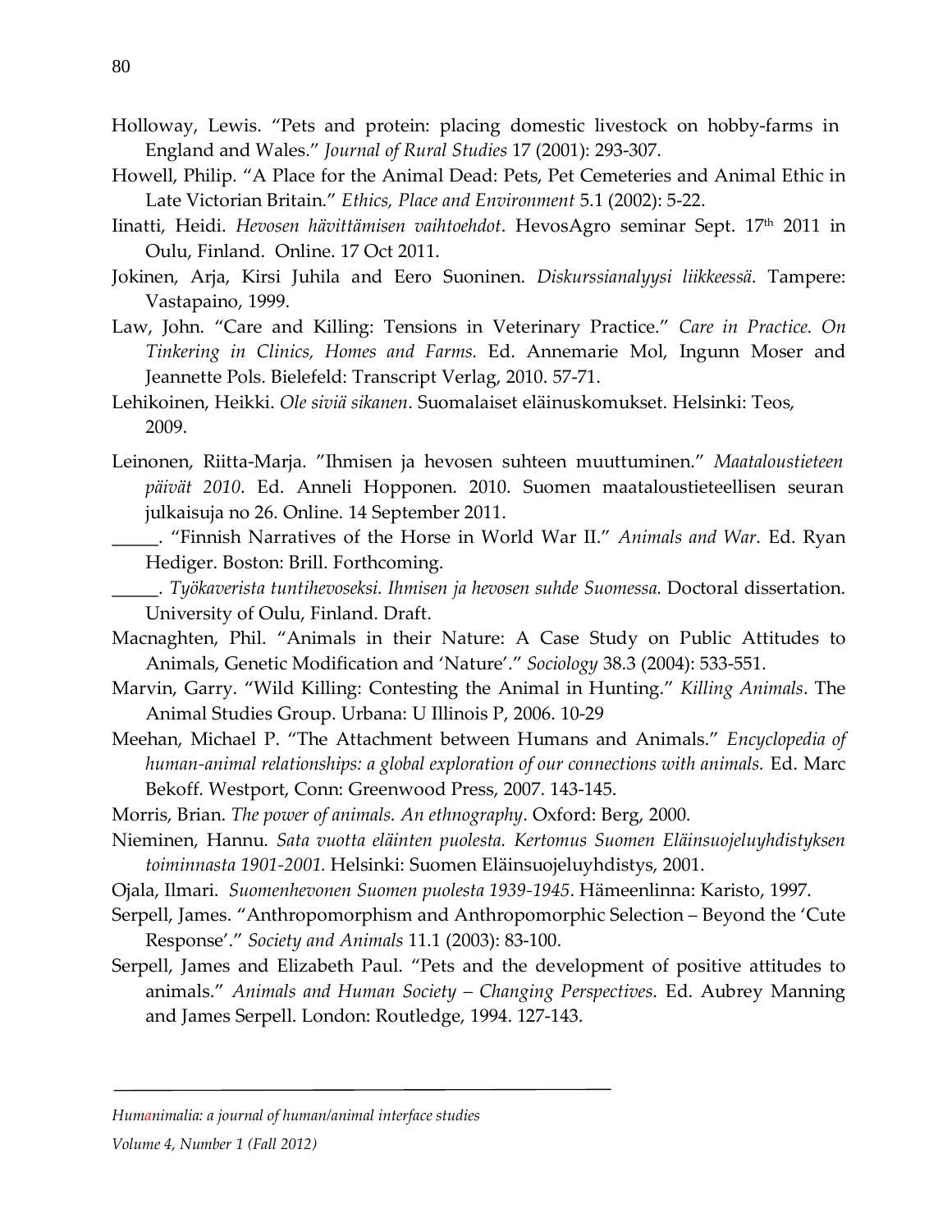Holloway, Lewis. "Pets and protein: placing domestic livestock on hobby-farms in England and Wales." *Journal of Rural Studies* 17 (2001): 293-307.

Howell, Philip. "A Place for the Animal Dead: Pets, Pet Cemeteries and Animal Ethic in Late Victorian Britain." *Ethics, Place and Environment* 5.1 (2002): 5-22.

Iinatti, Heidi. *Hevosen hävittämisen vaihtoehdot*. HevosAgro seminar Sept. 17th 2011 in Oulu, Finland. Online. 17 Oct 2011.

Jokinen, Arja, Kirsi Juhila and Eero Suoninen. *Diskurssianalyysi liikkeessä*. Tampere: Vastapaino, 1999.

Law, John. "Care and Killing: Tensions in Veterinary Practice." *Care in Practice. On Tinkering in Clinics, Homes and Farms.* Ed. Annemarie Mol, Ingunn Moser and Jeannette Pols. Bielefeld: Transcript Verlag, 2010. 57-71.

Lehikoinen, Heikki. *Ole siviä sikanen*. Suomalaiset eläinuskomukset. Helsinki: Teos, 2009.

Leinonen, Riitta-Marja. "Ihmisen ja hevosen suhteen muuttuminen." *Maataloustieteen päivät 2010*. Ed. Anneli Hopponen. 2010. Suomen maataloustieteellisen seuran julkaisuja no 26. Online. 14 September 2011.

_____. "Finnish Narratives of the Horse in World War II." *Animals and War*. Ed. Ryan Hediger. Boston: Brill. Forthcoming.

_____. *Työkaverista tuntihevoseksi. Ihmisen ja hevosen suhde Suomessa.* Doctoral dissertation. University of Oulu, Finland. Draft.

Macnaghten, Phil. "Animals in their Nature: A Case Study on Public Attitudes to Animals, Genetic Modification and 'Nature'." *Sociology* 38.3 (2004): 533-551.

Marvin, Garry. "Wild Killing: Contesting the Animal in Hunting." *Killing Animals*. The Animal Studies Group. Urbana: U Illinois P, 2006. 10-29

Meehan, Michael P. "The Attachment between Humans and Animals." *Encyclopedia of human-animal relationships: a global exploration of our connections with animals.* Ed. Marc Bekoff. Westport, Conn: Greenwood Press, 2007. 143-145.

Morris, Brian. *The power of animals. An ethnography*. Oxford: Berg, 2000.

Nieminen, Hannu. *Sata vuotta eläinten puolesta. Kertomus Suomen Eläinsuojeluyhdistyksen toiminnasta 1901-2001.* Helsinki: Suomen Eläinsuojeluyhdistys, 2001.

Ojala, Ilmari. *Suomenhevonen Suomen puolesta 1939-1945*. Hämeenlinna: Karisto, 1997.

Serpell, James. "Anthropomorphism and Anthropomorphic Selection – Beyond the 'Cute Response'." *Society and Animals* 11.1 (2003): 83-100.

Serpell, James and Elizabeth Paul. "Pets and the development of positive attitudes to animals." *Animals and Human Society – Changing Perspectives*. Ed. Aubrey Manning and James Serpell. London: Routledge, 1994. 127-143.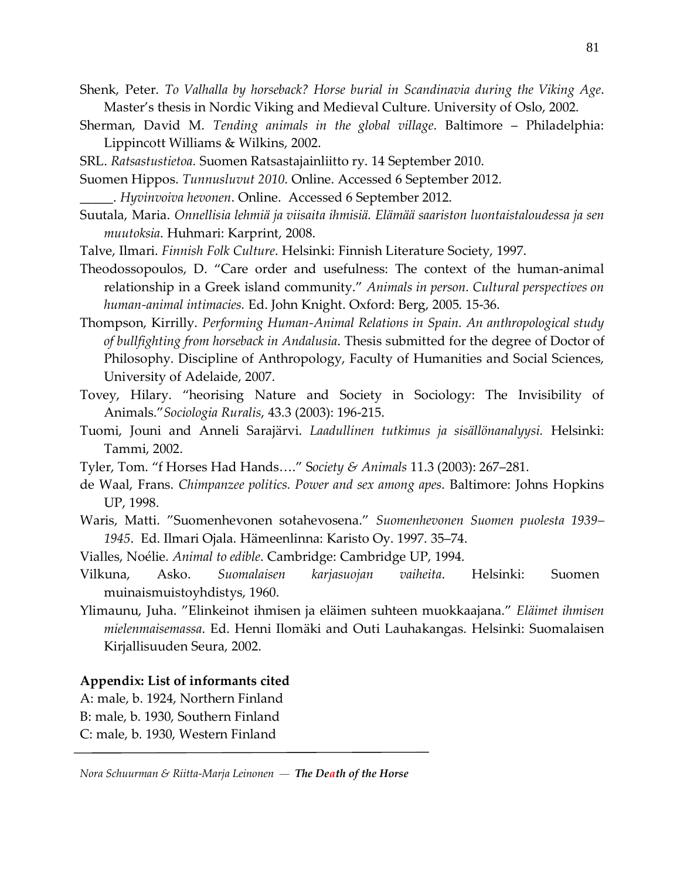Shenk, Peter. *To Valhalla by horseback? Horse burial in Scandinavia during the Viking Age*. Master's thesis in Nordic Viking and Medieval Culture. University of Oslo, 2002.

Sherman, David M. *Tending animals in the global village*. Baltimore – Philadelphia: Lippincott Williams & Wilkins, 2002.

SRL. *Ratsastustietoa.* Suomen Ratsastajainliitto ry. 14 September 2010.

Suomen Hippos. *Tunnusluvut 2010*. Online. Accessed 6 September 2012.

_____. *Hyvinvoiva hevonen*. Online. Accessed 6 September 2012.

Suutala, Maria. *Onnellisia lehmiä ja viisaita ihmisiä. Elämää saariston luontaistaloudessa ja sen muutoksia*. Huhmari: Karprint, 2008.

Talve, Ilmari. *Finnish Folk Culture*. Helsinki: Finnish Literature Society, 1997.

Theodossopoulos, D. "Care order and usefulness: The context of the human-animal relationship in a Greek island community." *Animals in person. Cultural perspectives on human-animal intimacies.* Ed. John Knight. Oxford: Berg, 2005. 15-36.

Thompson, Kirrilly. *Performing Human-Animal Relations in Spain. An anthropological study of bullfighting from horseback in Andalusia*. Thesis submitted for the degree of Doctor of Philosophy. Discipline of Anthropology, Faculty of Humanities and Social Sciences, University of Adelaide, 2007.

Tovey, Hilary. "heorising Nature and Society in Sociology: The Invisibility of Animals."*Sociologia Ruralis*, 43.3 (2003): 196-215.

Tuomi, Jouni and Anneli Sarajärvi. *Laadullinen tutkimus ja sisällönanalyysi.* Helsinki: Tammi, 2002.

Tyler, Tom. "f Horses Had Hands…." S*ociety & Animals* 11.3 (2003): 267–281.

de Waal, Frans. *Chimpanzee politics. Power and sex among apes*. Baltimore: Johns Hopkins UP, 1998.

Waris, Matti. "Suomenhevonen sotahevosena." *Suomenhevonen Suomen puolesta 1939–1945*. Ed. Ilmari Ojala. Hämeenlinna: Karisto Oy. 1997. 35–74.

Vialles, Noélie. *Animal to edible*. Cambridge: Cambridge UP, 1994.

Vilkuna, Asko. *Suomalaisen karjasuojan vaiheita*. Helsinki: Suomen muinaismuistoyhdistys, 1960.

Ylimaunu, Juha. "Elinkeinot ihmisen ja eläimen suhteen muokkaajana." *Eläimet ihmisen mielenmaisemassa*. Ed. Henni Ilomäki and Outi Lauhakangas. Helsinki: Suomalaisen Kirjallisuuden Seura, 2002.

**Appendix: List of informants cited**

A: male, b. 1924, Northern Finland  
B: male, b. 1930, Southern Finland  
C: male, b. 1930, Western Finland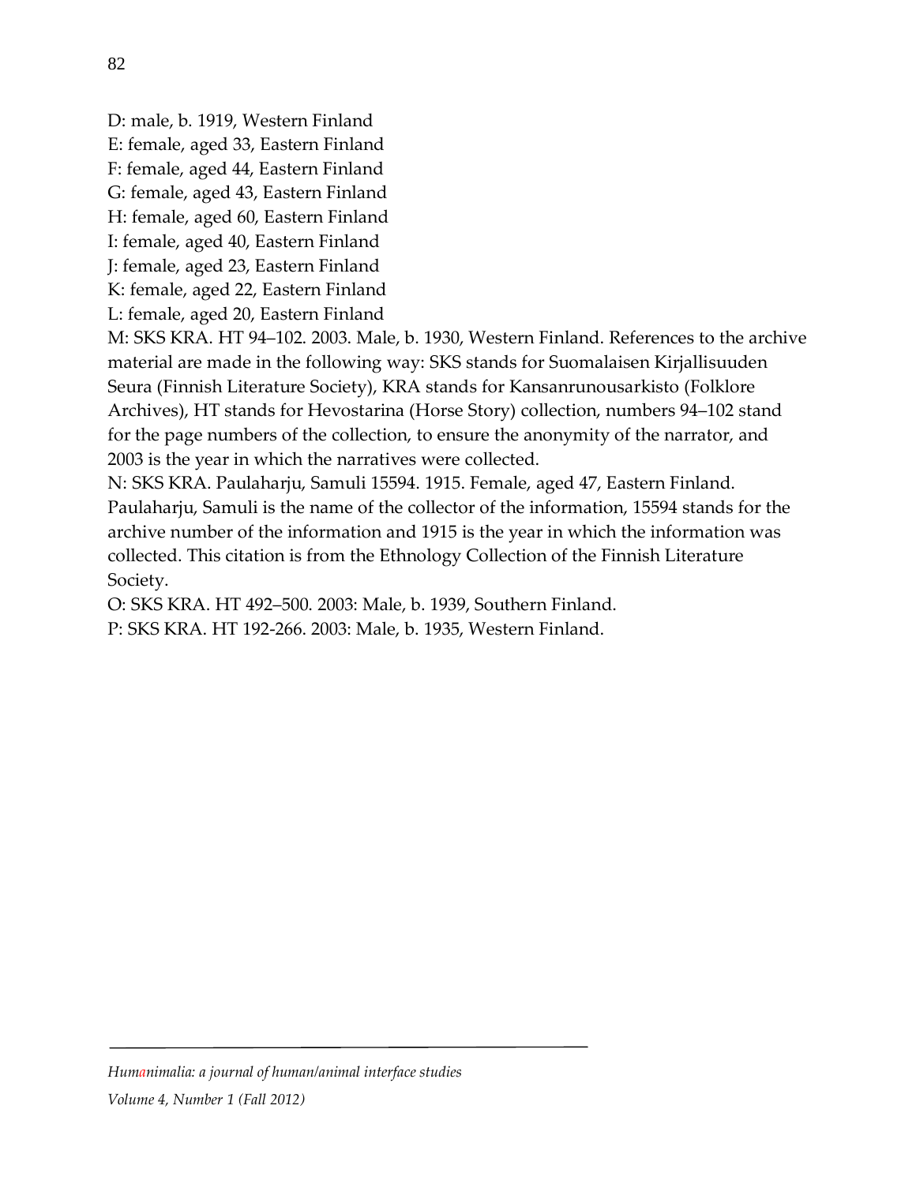D: male, b. 1919, Western Finland
E: female, aged 33, Eastern Finland
F: female, aged 44, Eastern Finland
G: female, aged 43, Eastern Finland
H: female, aged 60, Eastern Finland
I: female, aged 40, Eastern Finland
J: female, aged 23, Eastern Finland
K: female, aged 22, Eastern Finland
L: female, aged 20, Eastern Finland
M: SKS KRA. HT 94–102. 2003. Male, b. 1930, Western Finland. References to the archive material are made in the following way: SKS stands for Suomalaisen Kirjallisuuden Seura (Finnish Literature Society), KRA stands for Kansanrunousarkisto (Folklore Archives), HT stands for Hevostarina (Horse Story) collection, numbers 94–102 stand for the page numbers of the collection, to ensure the anonymity of the narrator, and 2003 is the year in which the narratives were collected.
N: SKS KRA. Paulaharju, Samuli 15594. 1915. Female, aged 47, Eastern Finland. Paulaharju, Samuli is the name of the collector of the information, 15594 stands for the archive number of the information and 1915 is the year in which the information was collected. This citation is from the Ethnology Collection of the Finnish Literature Society.
O: SKS KRA. HT 492–500. 2003: Male, b. 1939, Southern Finland.
P: SKS KRA. HT 192-266. 2003: Male, b. 1935, Western Finland.